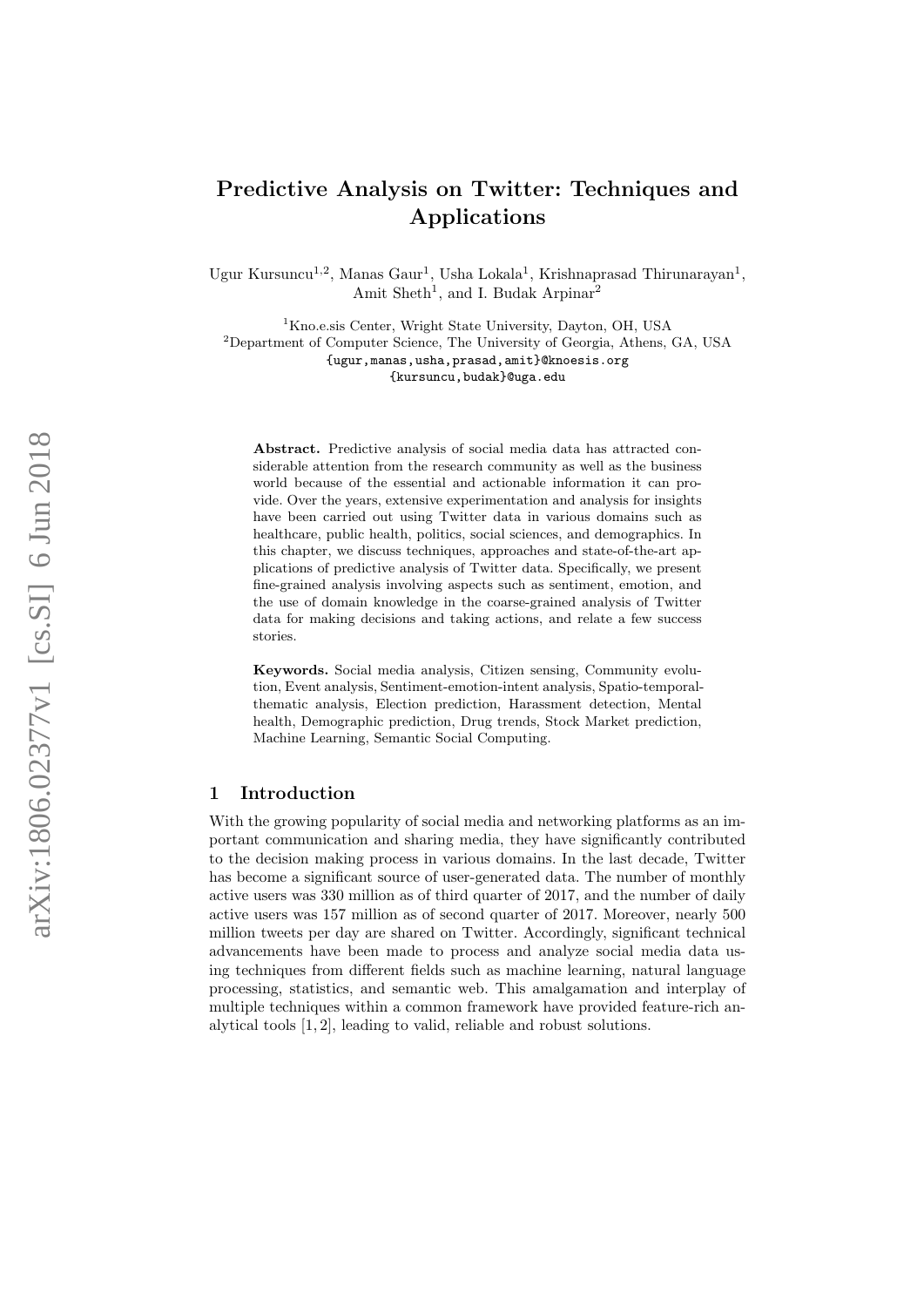# Predictive Analysis on Twitter: Techniques and Applications

Ugur Kursuncu[1,2], Manas Gaur[1], Usha Lokala[1], Krishnaprasad Thirunarayan[1], Amit Sheth[1], and I. Budak Arpinar[2]

[1]Kno.e.sis Center, Wright State University, Dayton, OH, USA
[2]Department of Computer Science, The University of Georgia, Athens, GA, USA
{ugur,manas,usha,prasad,amit}@knoesis.org
{kursuncu,budak}@uga.edu

**Abstract.** Predictive analysis of social media data has attracted considerable attention from the research community as well as the business world because of the essential and actionable information it can provide. Over the years, extensive experimentation and analysis for insights have been carried out using Twitter data in various domains such as healthcare, public health, politics, social sciences, and demographics. In this chapter, we discuss techniques, approaches and state-of-the-art applications of predictive analysis of Twitter data. Specifically, we present fine-grained analysis involving aspects such as sentiment, emotion, and the use of domain knowledge in the coarse-grained analysis of Twitter data for making decisions and taking actions, and relate a few success stories.

**Keywords.** Social media analysis, Citizen sensing, Community evolution, Event analysis, Sentiment-emotion-intent analysis, Spatio-temporal-thematic analysis, Election prediction, Harassment detection, Mental health, Demographic prediction, Drug trends, Stock Market prediction, Machine Learning, Semantic Social Computing.

## 1 Introduction

With the growing popularity of social media and networking platforms as an important communication and sharing media, they have significantly contributed to the decision making process in various domains. In the last decade, Twitter has become a significant source of user-generated data. The number of monthly active users was 330 million as of third quarter of 2017, and the number of daily active users was 157 million as of second quarter of 2017. Moreover, nearly 500 million tweets per day are shared on Twitter. Accordingly, significant technical advancements have been made to process and analyze social media data using techniques from different fields such as machine learning, natural language processing, statistics, and semantic web. This amalgamation and interplay of multiple techniques within a common framework have provided feature-rich analytical tools [1, 2], leading to valid, reliable and robust solutions.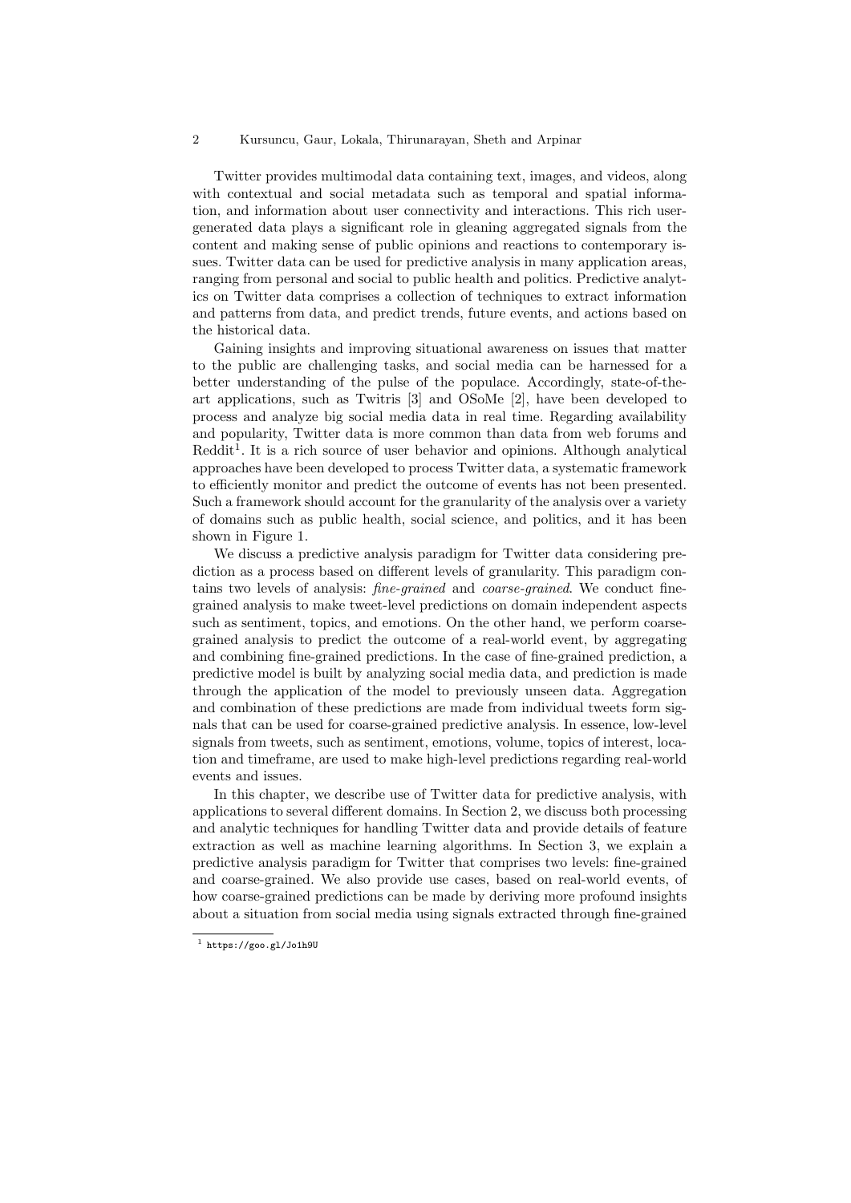Twitter provides multimodal data containing text, images, and videos, along with contextual and social metadata such as temporal and spatial information, and information about user connectivity and interactions. This rich user-generated data plays a significant role in gleaning aggregated signals from the content and making sense of public opinions and reactions to contemporary issues. Twitter data can be used for predictive analysis in many application areas, ranging from personal and social to public health and politics. Predictive analytics on Twitter data comprises a collection of techniques to extract information and patterns from data, and predict trends, future events, and actions based on the historical data.

Gaining insights and improving situational awareness on issues that matter to the public are challenging tasks, and social media can be harnessed for a better understanding of the pulse of the populace. Accordingly, state-of-the-art applications, such as Twitris [3] and OSoMe [2], have been developed to process and analyze big social media data in real time. Regarding availability and popularity, Twitter data is more common than data from web forums and Reddit[1]. It is a rich source of user behavior and opinions. Although analytical approaches have been developed to process Twitter data, a systematic framework to efficiently monitor and predict the outcome of events has not been presented. Such a framework should account for the granularity of the analysis over a variety of domains such as public health, social science, and politics, and it has been shown in Figure 1.

We discuss a predictive analysis paradigm for Twitter data considering prediction as a process based on different levels of granularity. This paradigm contains two levels of analysis: *fine-grained* and *coarse-grained*. We conduct fine-grained analysis to make tweet-level predictions on domain independent aspects such as sentiment, topics, and emotions. On the other hand, we perform coarse-grained analysis to predict the outcome of a real-world event, by aggregating and combining fine-grained predictions. In the case of fine-grained prediction, a predictive model is built by analyzing social media data, and prediction is made through the application of the model to previously unseen data. Aggregation and combination of these predictions are made from individual tweets form signals that can be used for coarse-grained predictive analysis. In essence, low-level signals from tweets, such as sentiment, emotions, volume, topics of interest, location and timeframe, are used to make high-level predictions regarding real-world events and issues.

In this chapter, we describe use of Twitter data for predictive analysis, with applications to several different domains. In Section 2, we discuss both processing and analytic techniques for handling Twitter data and provide details of feature extraction as well as machine learning algorithms. In Section 3, we explain a predictive analysis paradigm for Twitter that comprises two levels: fine-grained and coarse-grained. We also provide use cases, based on real-world events, of how coarse-grained predictions can be made by deriving more profound insights about a situation from social media using signals extracted through fine-grained

[1] https://goo.gl/Jo1h9U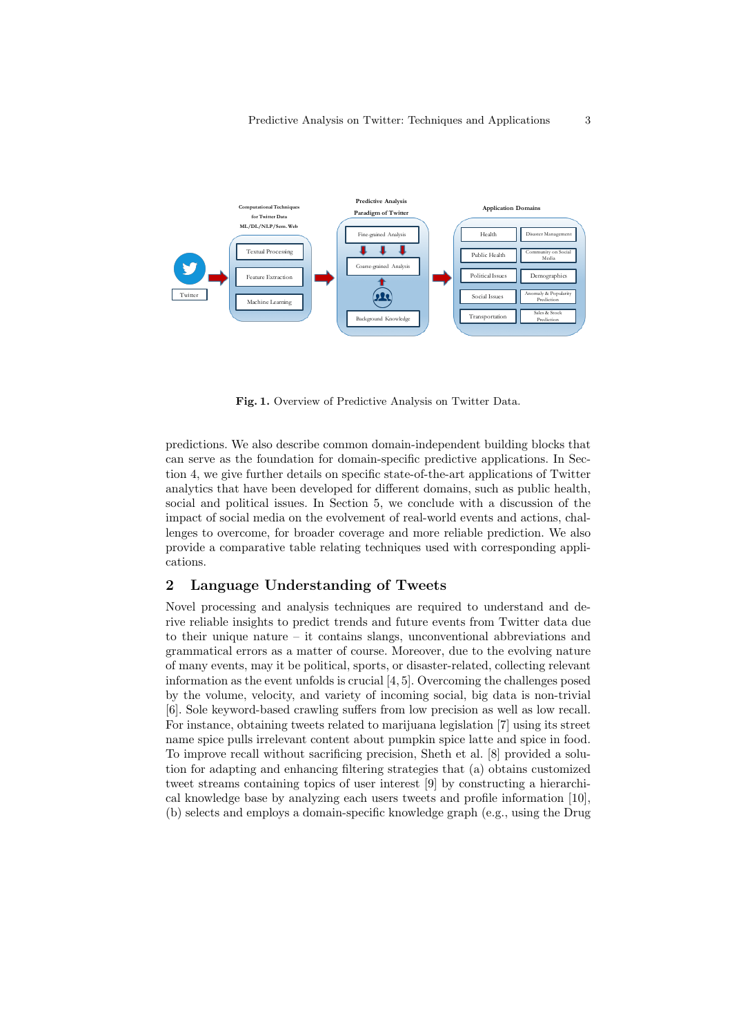Fig. 1. Overview of Predictive Analysis on Twitter Data.

predictions. We also describe common domain-independent building blocks that can serve as the foundation for domain-specific predictive applications. In Section 4, we give further details on specific state-of-the-art applications of Twitter analytics that have been developed for different domains, such as public health, social and political issues. In Section 5, we conclude with a discussion of the impact of social media on the evolvement of real-world events and actions, challenges to overcome, for broader coverage and more reliable prediction. We also provide a comparative table relating techniques used with corresponding applications.

## 2 Language Understanding of Tweets

Novel processing and analysis techniques are required to understand and derive reliable insights to predict trends and future events from Twitter data due to their unique nature – it contains slangs, unconventional abbreviations and grammatical errors as a matter of course. Moreover, due to the evolving nature of many events, may it be political, sports, or disaster-related, collecting relevant information as the event unfolds is crucial [4, 5]. Overcoming the challenges posed by the volume, velocity, and variety of incoming social, big data is non-trivial [6]. Sole keyword-based crawling suffers from low precision as well as low recall. For instance, obtaining tweets related to marijuana legislation [7] using its street name spice pulls irrelevant content about pumpkin spice latte and spice in food. To improve recall without sacrificing precision, Sheth et al. [8] provided a solution for adapting and enhancing filtering strategies that (a) obtains customized tweet streams containing topics of user interest [9] by constructing a hierarchical knowledge base by analyzing each users tweets and profile information [10], (b) selects and employs a domain-specific knowledge graph (e.g., using the Drug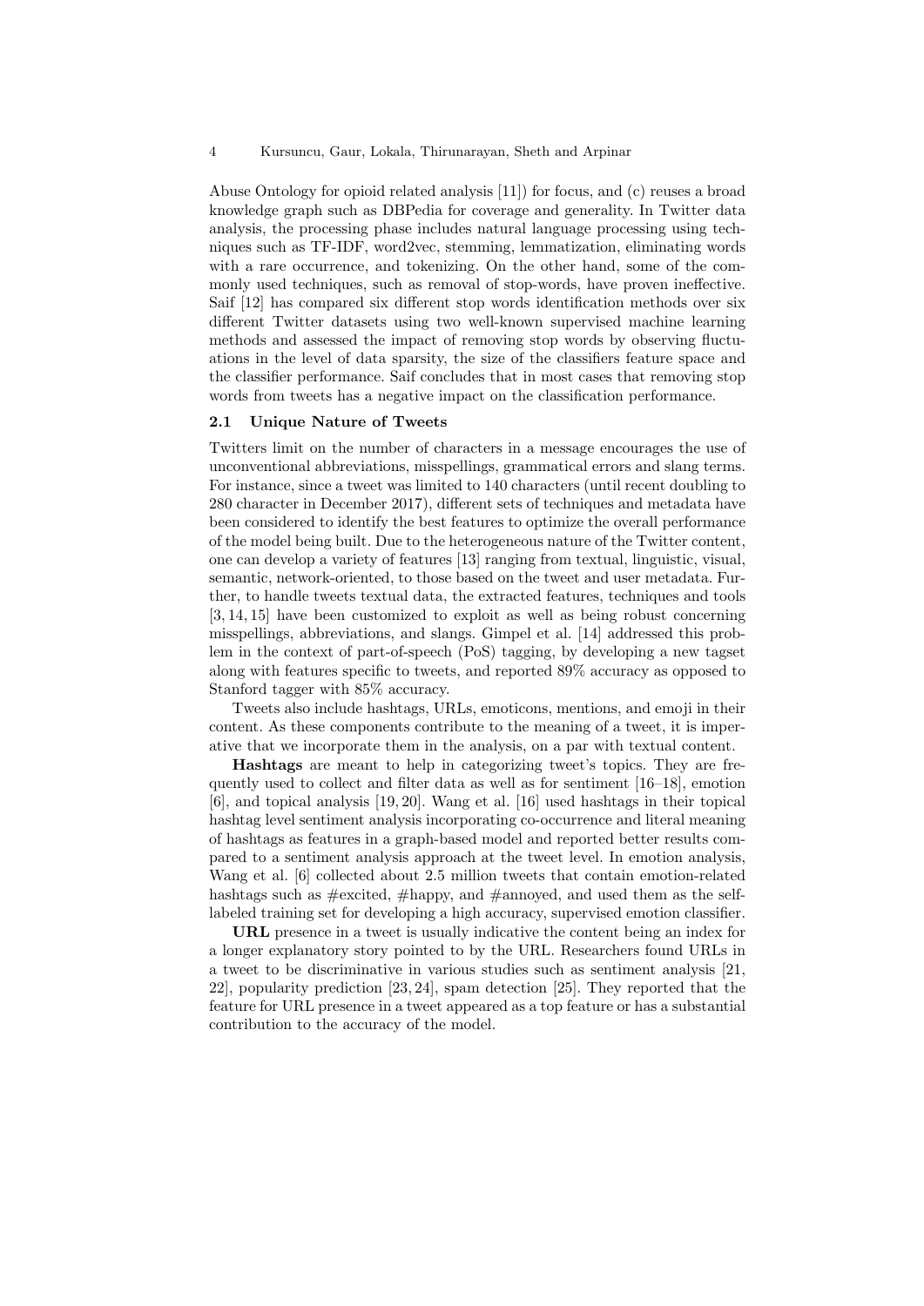Abuse Ontology for opioid related analysis [11]) for focus, and (c) reuses a broad knowledge graph such as DBPedia for coverage and generality. In Twitter data analysis, the processing phase includes natural language processing using techniques such as TF-IDF, word2vec, stemming, lemmatization, eliminating words with a rare occurrence, and tokenizing. On the other hand, some of the commonly used techniques, such as removal of stop-words, have proven ineffective. Saif [12] has compared six different stop words identification methods over six different Twitter datasets using two well-known supervised machine learning methods and assessed the impact of removing stop words by observing fluctuations in the level of data sparsity, the size of the classifiers feature space and the classifier performance. Saif concludes that in most cases that removing stop words from tweets has a negative impact on the classification performance.

### 2.1 Unique Nature of Tweets

Twitters limit on the number of characters in a message encourages the use of unconventional abbreviations, misspellings, grammatical errors and slang terms. For instance, since a tweet was limited to 140 characters (until recent doubling to 280 character in December 2017), different sets of techniques and metadata have been considered to identify the best features to optimize the overall performance of the model being built. Due to the heterogeneous nature of the Twitter content, one can develop a variety of features [13] ranging from textual, linguistic, visual, semantic, network-oriented, to those based on the tweet and user metadata. Further, to handle tweets textual data, the extracted features, techniques and tools [3, 14, 15] have been customized to exploit as well as being robust concerning misspellings, abbreviations, and slangs. Gimpel et al. [14] addressed this problem in the context of part-of-speech (PoS) tagging, by developing a new tagset along with features specific to tweets, and reported 89% accuracy as opposed to Stanford tagger with 85% accuracy.

Tweets also include hashtags, URLs, emoticons, mentions, and emoji in their content. As these components contribute to the meaning of a tweet, it is imperative that we incorporate them in the analysis, on a par with textual content.

**Hashtags** are meant to help in categorizing tweet's topics. They are frequently used to collect and filter data as well as for sentiment [16–18], emotion [6], and topical analysis [19, 20]. Wang et al. [16] used hashtags in their topical hashtag level sentiment analysis incorporating co-occurrence and literal meaning of hashtags as features in a graph-based model and reported better results compared to a sentiment analysis approach at the tweet level. In emotion analysis, Wang et al. [6] collected about 2.5 million tweets that contain emotion-related hashtags such as #excited, #happy, and #annoyed, and used them as the self-labeled training set for developing a high accuracy, supervised emotion classifier.

**URL** presence in a tweet is usually indicative the content being an index for a longer explanatory story pointed to by the URL. Researchers found URLs in a tweet to be discriminative in various studies such as sentiment analysis [21, 22], popularity prediction [23, 24], spam detection [25]. They reported that the feature for URL presence in a tweet appeared as a top feature or has a substantial contribution to the accuracy of the model.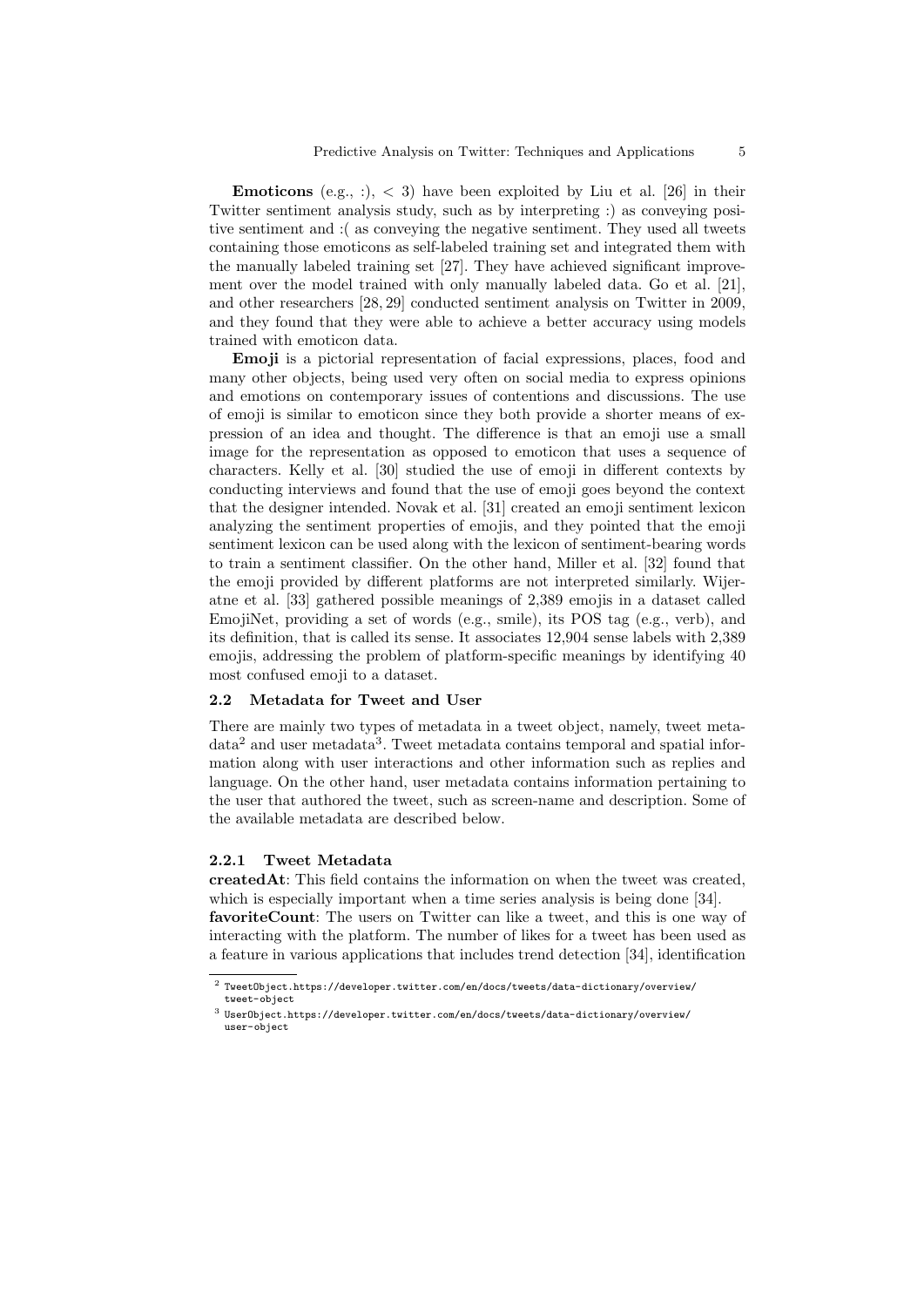**Emoticons** (e.g., :), < 3) have been exploited by Liu et al. [26] in their Twitter sentiment analysis study, such as by interpreting :) as conveying positive sentiment and :( as conveying the negative sentiment. They used all tweets containing those emoticons as self-labeled training set and integrated them with the manually labeled training set [27]. They have achieved significant improvement over the model trained with only manually labeled data. Go et al. [21], and other researchers [28, 29] conducted sentiment analysis on Twitter in 2009, and they found that they were able to achieve a better accuracy using models trained with emoticon data.

**Emoji** is a pictorial representation of facial expressions, places, food and many other objects, being used very often on social media to express opinions and emotions on contemporary issues of contentions and discussions. The use of emoji is similar to emoticon since they both provide a shorter means of expression of an idea and thought. The difference is that an emoji use a small image for the representation as opposed to emoticon that uses a sequence of characters. Kelly et al. [30] studied the use of emoji in different contexts by conducting interviews and found that the use of emoji goes beyond the context that the designer intended. Novak et al. [31] created an emoji sentiment lexicon analyzing the sentiment properties of emojis, and they pointed that the emoji sentiment lexicon can be used along with the lexicon of sentiment-bearing words to train a sentiment classifier. On the other hand, Miller et al. [32] found that the emoji provided by different platforms are not interpreted similarly. Wijeratne et al. [33] gathered possible meanings of 2,389 emojis in a dataset called EmojiNet, providing a set of words (e.g., smile), its POS tag (e.g., verb), and its definition, that is called its sense. It associates 12,904 sense labels with 2,389 emojis, addressing the problem of platform-specific meanings by identifying 40 most confused emoji to a dataset.

### 2.2 Metadata for Tweet and User

There are mainly two types of metadata in a tweet object, namely, tweet metadata[2] and user metadata[3]. Tweet metadata contains temporal and spatial information along with user interactions and other information such as replies and language. On the other hand, user metadata contains information pertaining to the user that authored the tweet, such as screen-name and description. Some of the available metadata are described below.

#### 2.2.1 Tweet Metadata

**createdAt**: This field contains the information on when the tweet was created, which is especially important when a time series analysis is being done [34].
**favoriteCount**: The users on Twitter can like a tweet, and this is one way of interacting with the platform. The number of likes for a tweet has been used as a feature in various applications that includes trend detection [34], identification

---

[2] TweetObject.https://developer.twitter.com/en/docs/tweets/data-dictionary/overview/tweet-object

[3] UserObject.https://developer.twitter.com/en/docs/tweets/data-dictionary/overview/user-object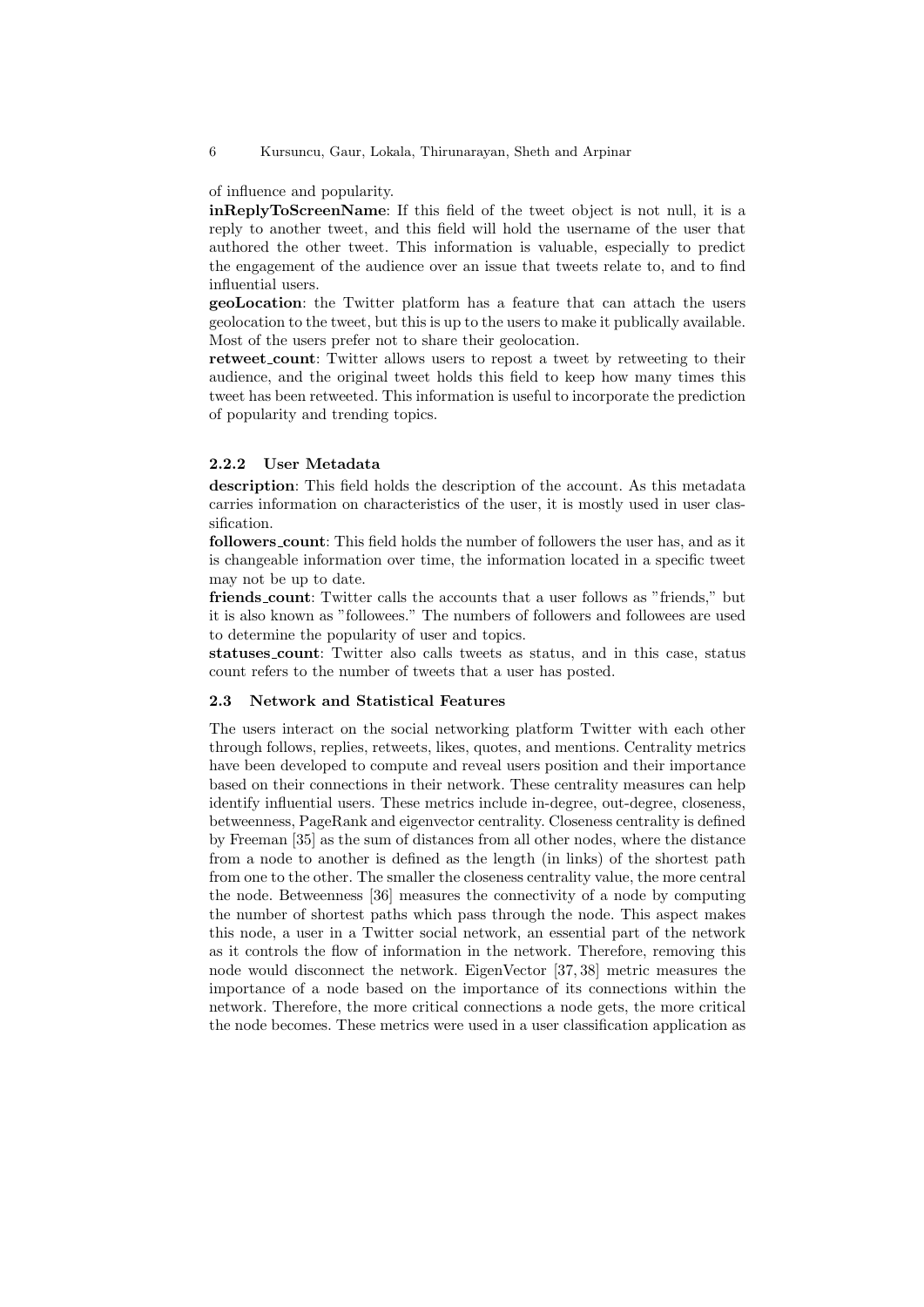of influence and popularity.

**inReplyToScreenName**: If this field of the tweet object is not null, it is a reply to another tweet, and this field will hold the username of the user that authored the other tweet. This information is valuable, especially to predict the engagement of the audience over an issue that tweets relate to, and to find influential users.

**geoLocation**: the Twitter platform has a feature that can attach the users geolocation to the tweet, but this is up to the users to make it publically available. Most of the users prefer not to share their geolocation.

**retweet_count**: Twitter allows users to repost a tweet by retweeting to their audience, and the original tweet holds this field to keep how many times this tweet has been retweeted. This information is useful to incorporate the prediction of popularity and trending topics.

#### 2.2.2 User Metadata

**description**: This field holds the description of the account. As this metadata carries information on characteristics of the user, it is mostly used in user classification.

**followers_count**: This field holds the number of followers the user has, and as it is changeable information over time, the information located in a specific tweet may not be up to date.

**friends_count**: Twitter calls the accounts that a user follows as "friends," but it is also known as "followees." The numbers of followers and followees are used to determine the popularity of user and topics.

**statuses_count**: Twitter also calls tweets as status, and in this case, status count refers to the number of tweets that a user has posted.

### 2.3 Network and Statistical Features

The users interact on the social networking platform Twitter with each other through follows, replies, retweets, likes, quotes, and mentions. Centrality metrics have been developed to compute and reveal users position and their importance based on their connections in their network. These centrality measures can help identify influential users. These metrics include in-degree, out-degree, closeness, betweenness, PageRank and eigenvector centrality. Closeness centrality is defined by Freeman [35] as the sum of distances from all other nodes, where the distance from a node to another is defined as the length (in links) of the shortest path from one to the other. The smaller the closeness centrality value, the more central the node. Betweenness [36] measures the connectivity of a node by computing the number of shortest paths which pass through the node. This aspect makes this node, a user in a Twitter social network, an essential part of the network as it controls the flow of information in the network. Therefore, removing this node would disconnect the network. EigenVector [37, 38] metric measures the importance of a node based on the importance of its connections within the network. Therefore, the more critical connections a node gets, the more critical the node becomes. These metrics were used in a user classification application as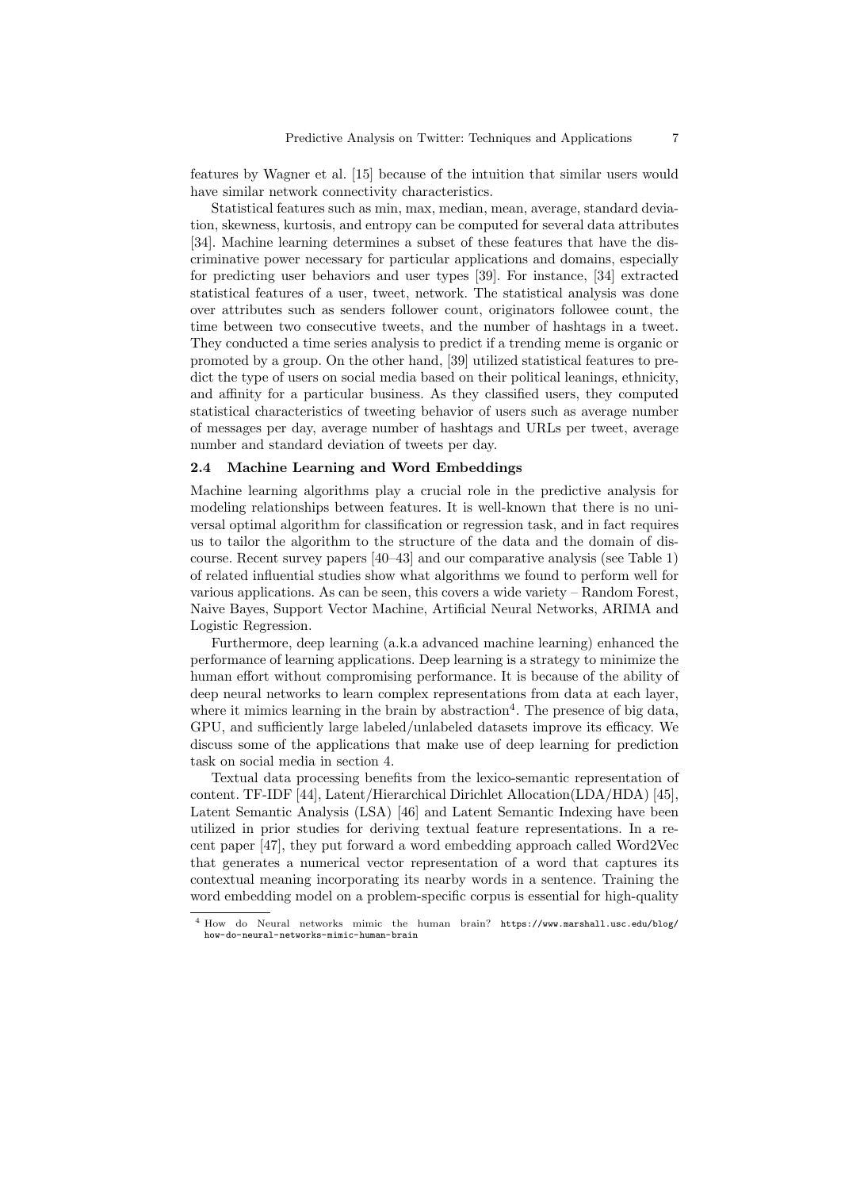features by Wagner et al. [15] because of the intuition that similar users would have similar network connectivity characteristics.

Statistical features such as min, max, median, mean, average, standard deviation, skewness, kurtosis, and entropy can be computed for several data attributes [34]. Machine learning determines a subset of these features that have the discriminative power necessary for particular applications and domains, especially for predicting user behaviors and user types [39]. For instance, [34] extracted statistical features of a user, tweet, network. The statistical analysis was done over attributes such as senders follower count, originators followee count, the time between two consecutive tweets, and the number of hashtags in a tweet. They conducted a time series analysis to predict if a trending meme is organic or promoted by a group. On the other hand, [39] utilized statistical features to predict the type of users on social media based on their political leanings, ethnicity, and affinity for a particular business. As they classified users, they computed statistical characteristics of tweeting behavior of users such as average number of messages per day, average number of hashtags and URLs per tweet, average number and standard deviation of tweets per day.

### 2.4 Machine Learning and Word Embeddings

Machine learning algorithms play a crucial role in the predictive analysis for modeling relationships between features. It is well-known that there is no universal optimal algorithm for classification or regression task, and in fact requires us to tailor the algorithm to the structure of the data and the domain of discourse. Recent survey papers [40–43] and our comparative analysis (see Table 1) of related influential studies show what algorithms we found to perform well for various applications. As can be seen, this covers a wide variety – Random Forest, Naive Bayes, Support Vector Machine, Artificial Neural Networks, ARIMA and Logistic Regression.

Furthermore, deep learning (a.k.a advanced machine learning) enhanced the performance of learning applications. Deep learning is a strategy to minimize the human effort without compromising performance. It is because of the ability of deep neural networks to learn complex representations from data at each layer, where it mimics learning in the brain by abstraction[4]. The presence of big data, GPU, and sufficiently large labeled/unlabeled datasets improve its efficacy. We discuss some of the applications that make use of deep learning for prediction task on social media in section 4.

Textual data processing benefits from the lexico-semantic representation of content. TF-IDF [44], Latent/Hierarchical Dirichlet Allocation(LDA/HDA) [45], Latent Semantic Analysis (LSA) [46] and Latent Semantic Indexing have been utilized in prior studies for deriving textual feature representations. In a recent paper [47], they put forward a word embedding approach called Word2Vec that generates a numerical vector representation of a word that captures its contextual meaning incorporating its nearby words in a sentence. Training the word embedding model on a problem-specific corpus is essential for high-quality

[4] How do Neural networks mimic the human brain? https://www.marshall.usc.edu/blog/how-do-neural-networks-mimic-human-brain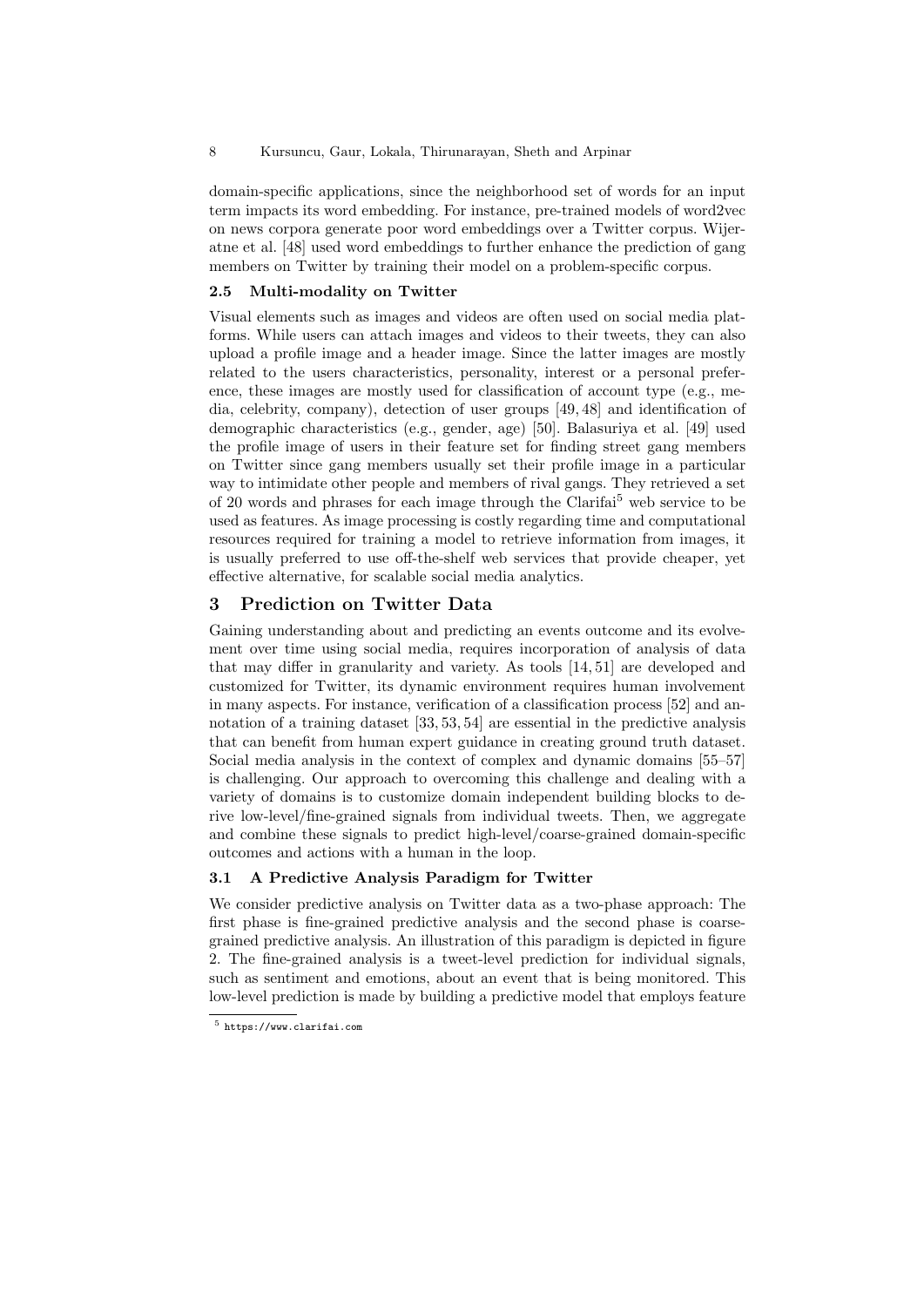domain-specific applications, since the neighborhood set of words for an input term impacts its word embedding. For instance, pre-trained models of word2vec on news corpora generate poor word embeddings over a Twitter corpus. Wijeratne et al. [48] used word embeddings to further enhance the prediction of gang members on Twitter by training their model on a problem-specific corpus.

### 2.5 Multi-modality on Twitter

Visual elements such as images and videos are often used on social media platforms. While users can attach images and videos to their tweets, they can also upload a profile image and a header image. Since the latter images are mostly related to the users characteristics, personality, interest or a personal preference, these images are mostly used for classification of account type (e.g., media, celebrity, company), detection of user groups [49, 48] and identification of demographic characteristics (e.g., gender, age) [50]. Balasuriya et al. [49] used the profile image of users in their feature set for finding street gang members on Twitter since gang members usually set their profile image in a particular way to intimidate other people and members of rival gangs. They retrieved a set of 20 words and phrases for each image through the Clarifai[5] web service to be used as features. As image processing is costly regarding time and computational resources required for training a model to retrieve information from images, it is usually preferred to use off-the-shelf web services that provide cheaper, yet effective alternative, for scalable social media analytics.

## 3 Prediction on Twitter Data

Gaining understanding about and predicting an events outcome and its evolvement over time using social media, requires incorporation of analysis of data that may differ in granularity and variety. As tools [14, 51] are developed and customized for Twitter, its dynamic environment requires human involvement in many aspects. For instance, verification of a classification process [52] and annotation of a training dataset [33, 53, 54] are essential in the predictive analysis that can benefit from human expert guidance in creating ground truth dataset. Social media analysis in the context of complex and dynamic domains [55–57] is challenging. Our approach to overcoming this challenge and dealing with a variety of domains is to customize domain independent building blocks to derive low-level/fine-grained signals from individual tweets. Then, we aggregate and combine these signals to predict high-level/coarse-grained domain-specific outcomes and actions with a human in the loop.

### 3.1 A Predictive Analysis Paradigm for Twitter

We consider predictive analysis on Twitter data as a two-phase approach: The first phase is fine-grained predictive analysis and the second phase is coarse-grained predictive analysis. An illustration of this paradigm is depicted in figure 2. The fine-grained analysis is a tweet-level prediction for individual signals, such as sentiment and emotions, about an event that is being monitored. This low-level prediction is made by building a predictive model that employs feature

[5] https://www.clarifai.com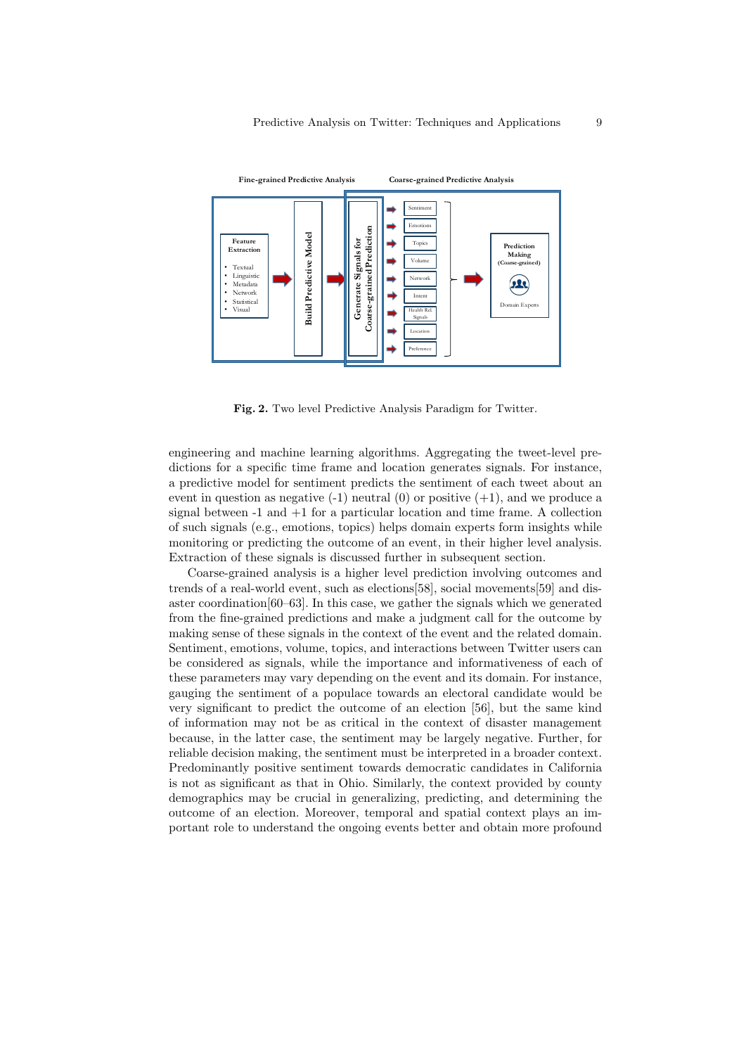**Fig. 2.** Two level Predictive Analysis Paradigm for Twitter.

engineering and machine learning algorithms. Aggregating the tweet-level predictions for a specific time frame and location generates signals. For instance, a predictive model for sentiment predicts the sentiment of each tweet about an event in question as negative (-1) neutral (0) or positive (+1), and we produce a signal between -1 and +1 for a particular location and time frame. A collection of such signals (e.g., emotions, topics) helps domain experts form insights while monitoring or predicting the outcome of an event, in their higher level analysis. Extraction of these signals is discussed further in subsequent section.

Coarse-grained analysis is a higher level prediction involving outcomes and trends of a real-world event, such as elections[58], social movements[59] and disaster coordination[60–63]. In this case, we gather the signals which we generated from the fine-grained predictions and make a judgment call for the outcome by making sense of these signals in the context of the event and the related domain. Sentiment, emotions, volume, topics, and interactions between Twitter users can be considered as signals, while the importance and informativeness of each of these parameters may vary depending on the event and its domain. For instance, gauging the sentiment of a populace towards an electoral candidate would be very significant to predict the outcome of an election [56], but the same kind of information may not be as critical in the context of disaster management because, in the latter case, the sentiment may be largely negative. Further, for reliable decision making, the sentiment must be interpreted in a broader context. Predominantly positive sentiment towards democratic candidates in California is not as significant as that in Ohio. Similarly, the context provided by county demographics may be crucial in generalizing, predicting, and determining the outcome of an election. Moreover, temporal and spatial context plays an important role to understand the ongoing events better and obtain more profound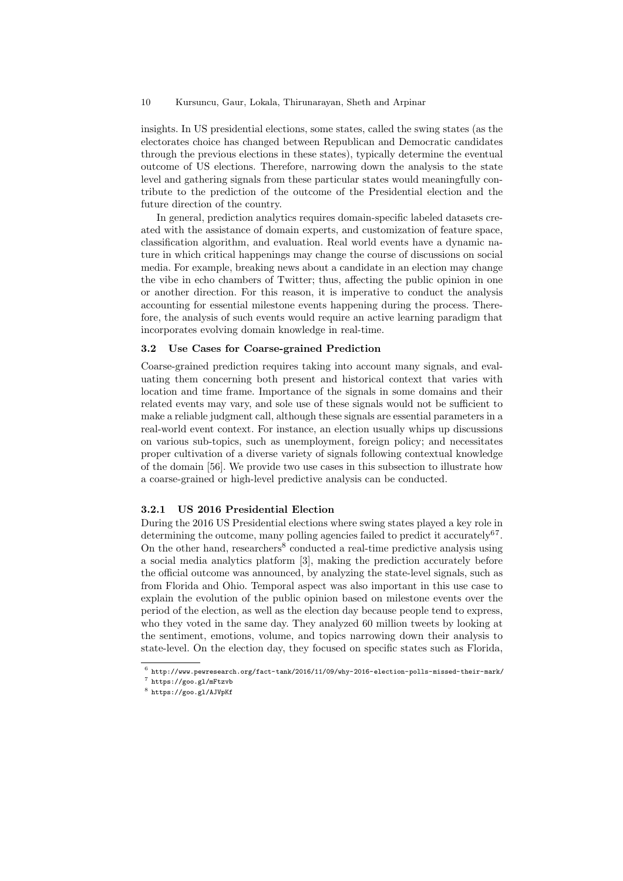insights. In US presidential elections, some states, called the swing states (as the electorates choice has changed between Republican and Democratic candidates through the previous elections in these states), typically determine the eventual outcome of US elections. Therefore, narrowing down the analysis to the state level and gathering signals from these particular states would meaningfully contribute to the prediction of the outcome of the Presidential election and the future direction of the country.

In general, prediction analytics requires domain-specific labeled datasets created with the assistance of domain experts, and customization of feature space, classification algorithm, and evaluation. Real world events have a dynamic nature in which critical happenings may change the course of discussions on social media. For example, breaking news about a candidate in an election may change the vibe in echo chambers of Twitter; thus, affecting the public opinion in one or another direction. For this reason, it is imperative to conduct the analysis accounting for essential milestone events happening during the process. Therefore, the analysis of such events would require an active learning paradigm that incorporates evolving domain knowledge in real-time.

## 3.2 Use Cases for Coarse-grained Prediction

Coarse-grained prediction requires taking into account many signals, and evaluating them concerning both present and historical context that varies with location and time frame. Importance of the signals in some domains and their related events may vary, and sole use of these signals would not be sufficient to make a reliable judgment call, although these signals are essential parameters in a real-world event context. For instance, an election usually whips up discussions on various sub-topics, such as unemployment, foreign policy; and necessitates proper cultivation of a diverse variety of signals following contextual knowledge of the domain [56]. We provide two use cases in this subsection to illustrate how a coarse-grained or high-level predictive analysis can be conducted.

### 3.2.1 US 2016 Presidential Election

During the 2016 US Presidential elections where swing states played a key role in determining the outcome, many polling agencies failed to predict it accurately[6,7]. On the other hand, researchers[8] conducted a real-time predictive analysis using a social media analytics platform [3], making the prediction accurately before the official outcome was announced, by analyzing the state-level signals, such as from Florida and Ohio. Temporal aspect was also important in this use case to explain the evolution of the public opinion based on milestone events over the period of the election, as well as the election day because people tend to express, who they voted in the same day. They analyzed 60 million tweets by looking at the sentiment, emotions, volume, and topics narrowing down their analysis to state-level. On the election day, they focused on specific states such as Florida,

[6] http://www.pewresearch.org/fact-tank/2016/11/09/why-2016-election-polls-missed-their-mark/

[7] https://goo.gl/mFtzvb

[8] https://goo.gl/AJVpKf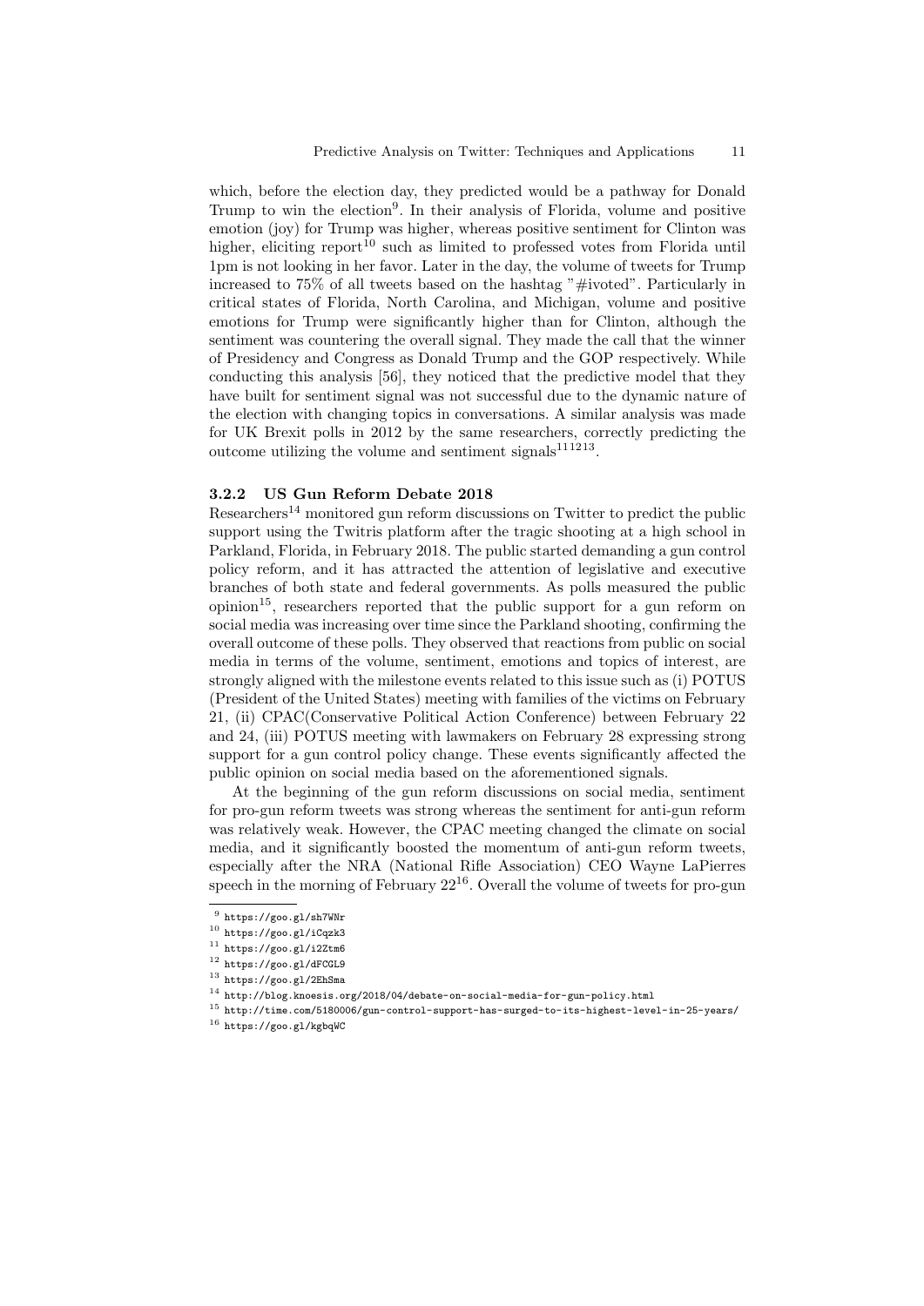which, before the election day, they predicted would be a pathway for Donald Trump to win the election[9]. In their analysis of Florida, volume and positive emotion (joy) for Trump was higher, whereas positive sentiment for Clinton was higher, eliciting report[10] such as limited to professed votes from Florida until 1pm is not looking in her favor. Later in the day, the volume of tweets for Trump increased to 75% of all tweets based on the hashtag "#ivoted". Particularly in critical states of Florida, North Carolina, and Michigan, volume and positive emotions for Trump were significantly higher than for Clinton, although the sentiment was countering the overall signal. They made the call that the winner of Presidency and Congress as Donald Trump and the GOP respectively. While conducting this analysis [56], they noticed that the predictive model that they have built for sentiment signal was not successful due to the dynamic nature of the election with changing topics in conversations. A similar analysis was made for UK Brexit polls in 2012 by the same researchers, correctly predicting the outcome utilizing the volume and sentiment signals[11][12][13].

#### 3.2.2 US Gun Reform Debate 2018

Researchers[14] monitored gun reform discussions on Twitter to predict the public support using the Twitris platform after the tragic shooting at a high school in Parkland, Florida, in February 2018. The public started demanding a gun control policy reform, and it has attracted the attention of legislative and executive branches of both state and federal governments. As polls measured the public opinion[15], researchers reported that the public support for a gun reform on social media was increasing over time since the Parkland shooting, confirming the overall outcome of these polls. They observed that reactions from public on social media in terms of the volume, sentiment, emotions and topics of interest, are strongly aligned with the milestone events related to this issue such as (i) POTUS (President of the United States) meeting with families of the victims on February 21, (ii) CPAC(Conservative Political Action Conference) between February 22 and 24, (iii) POTUS meeting with lawmakers on February 28 expressing strong support for a gun control policy change. These events significantly affected the public opinion on social media based on the aforementioned signals.

At the beginning of the gun reform discussions on social media, sentiment for pro-gun reform tweets was strong whereas the sentiment for anti-gun reform was relatively weak. However, the CPAC meeting changed the climate on social media, and it significantly boosted the momentum of anti-gun reform tweets, especially after the NRA (National Rifle Association) CEO Wayne LaPierres speech in the morning of February 22[16]. Overall the volume of tweets for pro-gun

---

[9] https://goo.gl/sh7WNr

[10] https://goo.gl/iCqzk3

[11] https://goo.gl/i2Ztm6

[12] https://goo.gl/dFCGL9

[13] https://goo.gl/2EhSma

[14] http://blog.knoesis.org/2018/04/debate-on-social-media-for-gun-policy.html

[15] http://time.com/5180006/gun-control-support-has-surged-to-its-highest-level-in-25-years/

[16] https://goo.gl/kgbqWC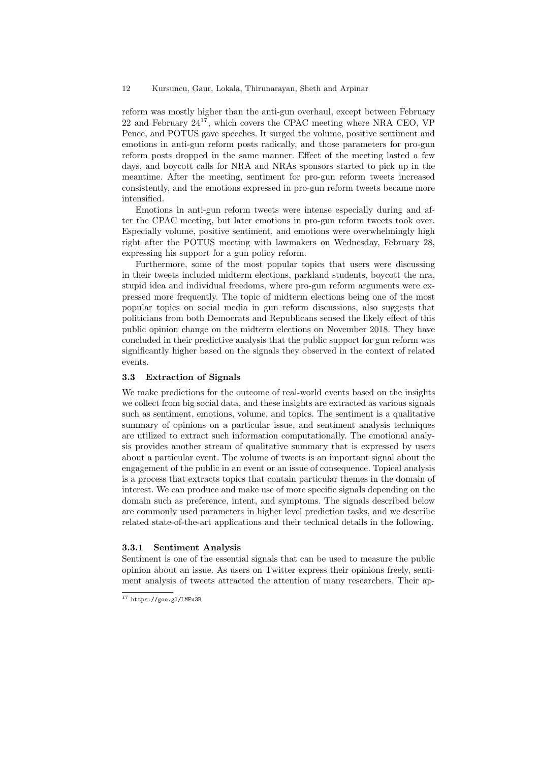reform was mostly higher than the anti-gun overhaul, except between February 22 and February 24[17], which covers the CPAC meeting where NRA CEO, VP Pence, and POTUS gave speeches. It surged the volume, positive sentiment and emotions in anti-gun reform posts radically, and those parameters for pro-gun reform posts dropped in the same manner. Effect of the meeting lasted a few days, and boycott calls for NRA and NRAs sponsors started to pick up in the meantime. After the meeting, sentiment for pro-gun reform tweets increased consistently, and the emotions expressed in pro-gun reform tweets became more intensified.

Emotions in anti-gun reform tweets were intense especially during and after the CPAC meeting, but later emotions in pro-gun reform tweets took over. Especially volume, positive sentiment, and emotions were overwhelmingly high right after the POTUS meeting with lawmakers on Wednesday, February 28, expressing his support for a gun policy reform.

Furthermore, some of the most popular topics that users were discussing in their tweets included midterm elections, parkland students, boycott the nra, stupid idea and individual freedoms, where pro-gun reform arguments were expressed more frequently. The topic of midterm elections being one of the most popular topics on social media in gun reform discussions, also suggests that politicians from both Democrats and Republicans sensed the likely effect of this public opinion change on the midterm elections on November 2018. They have concluded in their predictive analysis that the public support for gun reform was significantly higher based on the signals they observed in the context of related events.

### 3.3 Extraction of Signals

We make predictions for the outcome of real-world events based on the insights we collect from big social data, and these insights are extracted as various signals such as sentiment, emotions, volume, and topics. The sentiment is a qualitative summary of opinions on a particular issue, and sentiment analysis techniques are utilized to extract such information computationally. The emotional analysis provides another stream of qualitative summary that is expressed by users about a particular event. The volume of tweets is an important signal about the engagement of the public in an event or an issue of consequence. Topical analysis is a process that extracts topics that contain particular themes in the domain of interest. We can produce and make use of more specific signals depending on the domain such as preference, intent, and symptoms. The signals described below are commonly used parameters in higher level prediction tasks, and we describe related state-of-the-art applications and their technical details in the following.

#### 3.3.1 Sentiment Analysis

Sentiment is one of the essential signals that can be used to measure the public opinion about an issue. As users on Twitter express their opinions freely, sentiment analysis of tweets attracted the attention of many researchers. Their ap-

[17] https://goo.gl/LMFu3B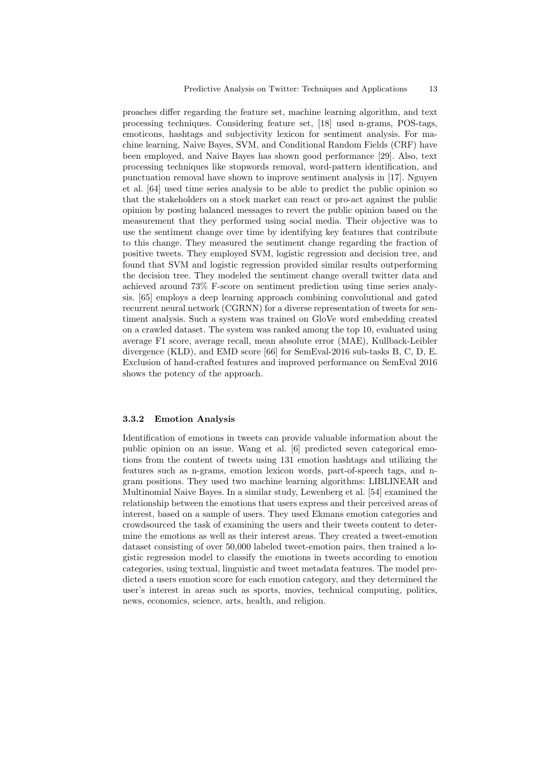proaches differ regarding the feature set, machine learning algorithm, and text processing techniques. Considering feature set, [18] used n-grams, POS-tags, emoticons, hashtags and subjectivity lexicon for sentiment analysis. For machine learning, Naive Bayes, SVM, and Conditional Random Fields (CRF) have been employed, and Naive Bayes has shown good performance [29]. Also, text processing techniques like stopwords removal, word-pattern identification, and punctuation removal have shown to improve sentiment analysis in [17]. Nguyen et al. [64] used time series analysis to be able to predict the public opinion so that the stakeholders on a stock market can react or pro-act against the public opinion by posting balanced messages to revert the public opinion based on the measurement that they performed using social media. Their objective was to use the sentiment change over time by identifying key features that contribute to this change. They measured the sentiment change regarding the fraction of positive tweets. They employed SVM, logistic regression and decision tree, and found that SVM and logistic regression provided similar results outperforming the decision tree. They modeled the sentiment change overall twitter data and achieved around 73% F-score on sentiment prediction using time series analysis. [65] employs a deep learning approach combining convolutional and gated recurrent neural network (CGRNN) for a diverse representation of tweets for sentiment analysis. Such a system was trained on GloVe word embedding created on a crawled dataset. The system was ranked among the top 10, evaluated using average F1 score, average recall, mean absolute error (MAE), Kullback-Leibler divergence (KLD), and EMD score [66] for SemEval-2016 sub-tasks B, C, D, E. Exclusion of hand-crafted features and improved performance on SemEval 2016 shows the potency of the approach.

### 3.3.2 Emotion Analysis

Identification of emotions in tweets can provide valuable information about the public opinion on an issue. Wang et al. [6] predicted seven categorical emotions from the content of tweets using 131 emotion hashtags and utilizing the features such as n-grams, emotion lexicon words, part-of-speech tags, and n-gram positions. They used two machine learning algorithms: LIBLINEAR and Multinomial Naive Bayes. In a similar study, Lewenberg et al. [54] examined the relationship between the emotions that users express and their perceived areas of interest, based on a sample of users. They used Ekmans emotion categories and crowdsourced the task of examining the users and their tweets content to determine the emotions as well as their interest areas. They created a tweet-emotion dataset consisting of over 50,000 labeled tweet-emotion pairs, then trained a logistic regression model to classify the emotions in tweets according to emotion categories, using textual, linguistic and tweet metadata features. The model predicted a users emotion score for each emotion category, and they determined the user's interest in areas such as sports, movies, technical computing, politics, news, economics, science, arts, health, and religion.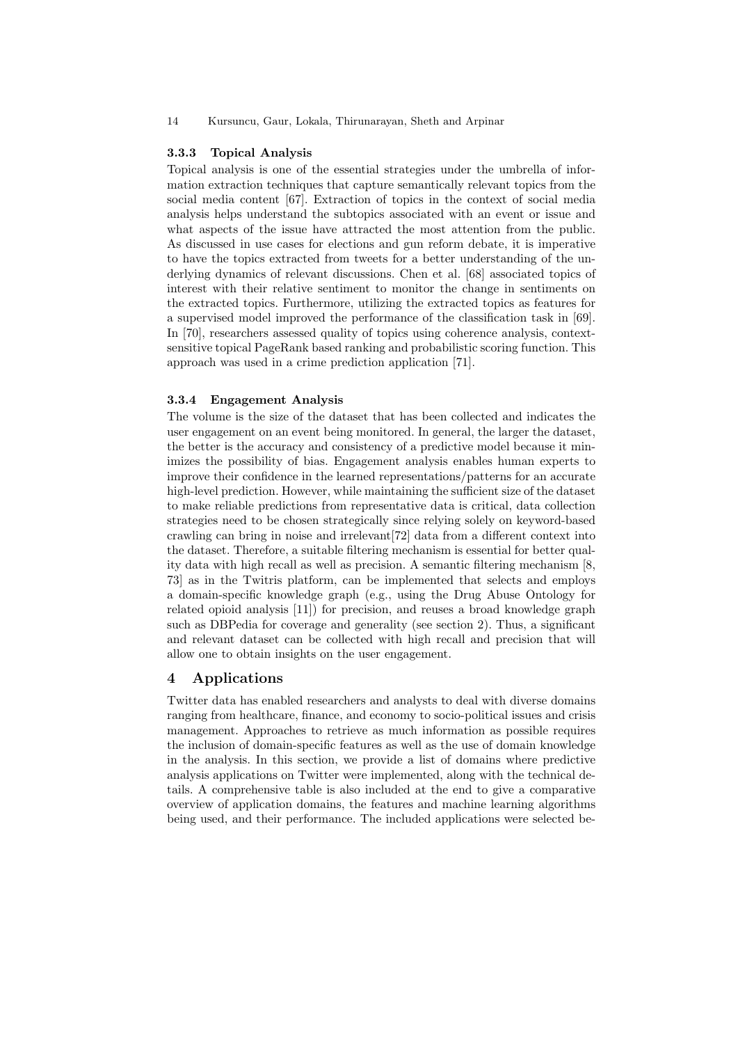### 3.3.3 Topical Analysis

Topical analysis is one of the essential strategies under the umbrella of information extraction techniques that capture semantically relevant topics from the social media content [67]. Extraction of topics in the context of social media analysis helps understand the subtopics associated with an event or issue and what aspects of the issue have attracted the most attention from the public. As discussed in use cases for elections and gun reform debate, it is imperative to have the topics extracted from tweets for a better understanding of the underlying dynamics of relevant discussions. Chen et al. [68] associated topics of interest with their relative sentiment to monitor the change in sentiments on the extracted topics. Furthermore, utilizing the extracted topics as features for a supervised model improved the performance of the classification task in [69]. In [70], researchers assessed quality of topics using coherence analysis, context-sensitive topical PageRank based ranking and probabilistic scoring function. This approach was used in a crime prediction application [71].

### 3.3.4 Engagement Analysis

The volume is the size of the dataset that has been collected and indicates the user engagement on an event being monitored. In general, the larger the dataset, the better is the accuracy and consistency of a predictive model because it minimizes the possibility of bias. Engagement analysis enables human experts to improve their confidence in the learned representations/patterns for an accurate high-level prediction. However, while maintaining the sufficient size of the dataset to make reliable predictions from representative data is critical, data collection strategies need to be chosen strategically since relying solely on keyword-based crawling can bring in noise and irrelevant[72] data from a different context into the dataset. Therefore, a suitable filtering mechanism is essential for better quality data with high recall as well as precision. A semantic filtering mechanism [8, 73] as in the Twitris platform, can be implemented that selects and employs a domain-specific knowledge graph (e.g., using the Drug Abuse Ontology for related opioid analysis [11]) for precision, and reuses a broad knowledge graph such as DBPedia for coverage and generality (see section 2). Thus, a significant and relevant dataset can be collected with high recall and precision that will allow one to obtain insights on the user engagement.

## 4 Applications

Twitter data has enabled researchers and analysts to deal with diverse domains ranging from healthcare, finance, and economy to socio-political issues and crisis management. Approaches to retrieve as much information as possible requires the inclusion of domain-specific features as well as the use of domain knowledge in the analysis. In this section, we provide a list of domains where predictive analysis applications on Twitter were implemented, along with the technical details. A comprehensive table is also included at the end to give a comparative overview of application domains, the features and machine learning algorithms being used, and their performance. The included applications were selected be-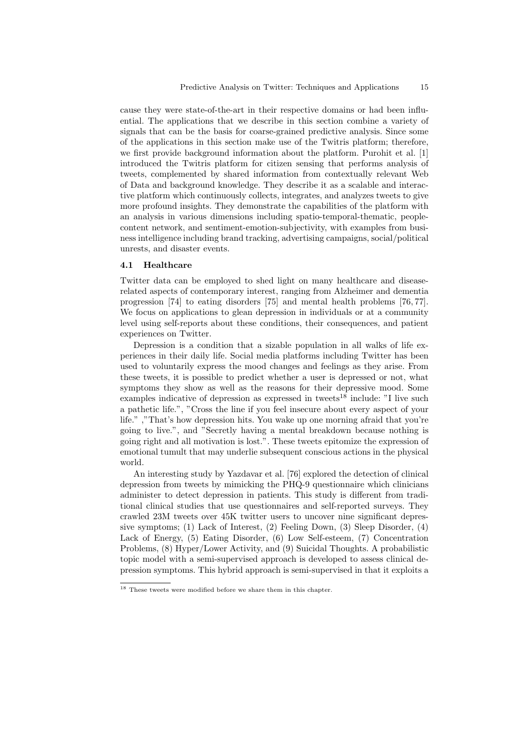cause they were state-of-the-art in their respective domains or had been influential. The applications that we describe in this section combine a variety of signals that can be the basis for coarse-grained predictive analysis. Since some of the applications in this section make use of the Twitris platform; therefore, we first provide background information about the platform. Purohit et al. [1] introduced the Twitris platform for citizen sensing that performs analysis of tweets, complemented by shared information from contextually relevant Web of Data and background knowledge. They describe it as a scalable and interactive platform which continuously collects, integrates, and analyzes tweets to give more profound insights. They demonstrate the capabilities of the platform with an analysis in various dimensions including spatio-temporal-thematic, people-content network, and sentiment-emotion-subjectivity, with examples from business intelligence including brand tracking, advertising campaigns, social/political unrests, and disaster events.

### 4.1 Healthcare

Twitter data can be employed to shed light on many healthcare and disease-related aspects of contemporary interest, ranging from Alzheimer and dementia progression [74] to eating disorders [75] and mental health problems [76, 77]. We focus on applications to glean depression in individuals or at a community level using self-reports about these conditions, their consequences, and patient experiences on Twitter.

Depression is a condition that a sizable population in all walks of life experiences in their daily life. Social media platforms including Twitter has been used to voluntarily express the mood changes and feelings as they arise. From these tweets, it is possible to predict whether a user is depressed or not, what symptoms they show as well as the reasons for their depressive mood. Some examples indicative of depression as expressed in tweets[18] include: "I live such a pathetic life.", "Cross the line if you feel insecure about every aspect of your life." ,"That's how depression hits. You wake up one morning afraid that you're going to live.", and "Secretly having a mental breakdown because nothing is going right and all motivation is lost.". These tweets epitomize the expression of emotional tumult that may underlie subsequent conscious actions in the physical world.

An interesting study by Yazdavar et al. [76] explored the detection of clinical depression from tweets by mimicking the PHQ-9 questionnaire which clinicians administer to detect depression in patients. This study is different from traditional clinical studies that use questionnaires and self-reported surveys. They crawled 23M tweets over 45K twitter users to uncover nine significant depressive symptoms; (1) Lack of Interest, (2) Feeling Down, (3) Sleep Disorder, (4) Lack of Energy, (5) Eating Disorder, (6) Low Self-esteem, (7) Concentration Problems, (8) Hyper/Lower Activity, and (9) Suicidal Thoughts. A probabilistic topic model with a semi-supervised approach is developed to assess clinical depression symptoms. This hybrid approach is semi-supervised in that it exploits a

[18] These tweets were modified before we share them in this chapter.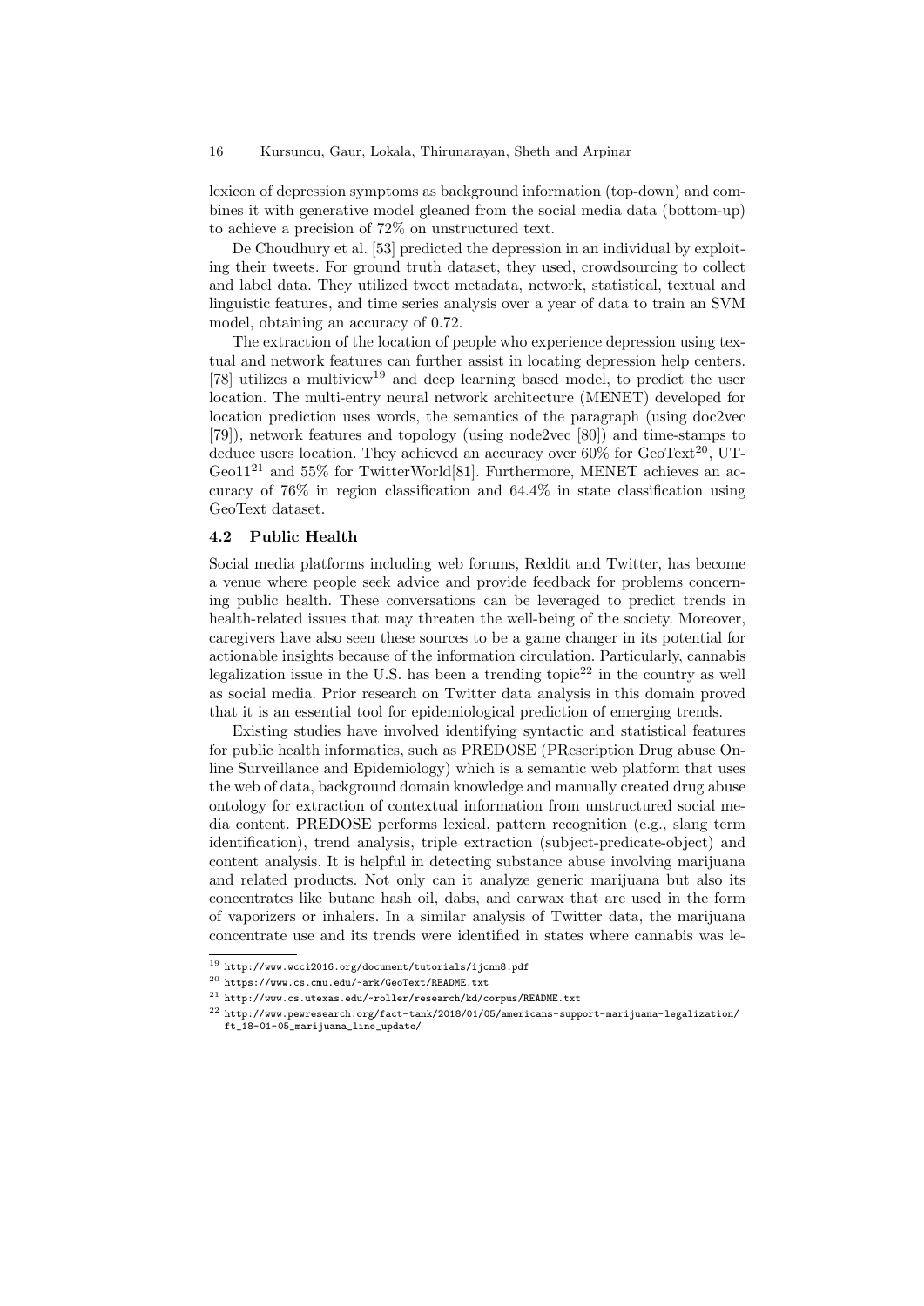lexicon of depression symptoms as background information (top-down) and combines it with generative model gleaned from the social media data (bottom-up) to achieve a precision of 72% on unstructured text.

De Choudhury et al. [53] predicted the depression in an individual by exploiting their tweets. For ground truth dataset, they used, crowdsourcing to collect and label data. They utilized tweet metadata, network, statistical, textual and linguistic features, and time series analysis over a year of data to train an SVM model, obtaining an accuracy of 0.72.

The extraction of the location of people who experience depression using textual and network features can further assist in locating depression help centers. [78] utilizes a multiview[19] and deep learning based model, to predict the user location. The multi-entry neural network architecture (MENET) developed for location prediction uses words, the semantics of the paragraph (using doc2vec [79]), network features and topology (using node2vec [80]) and time-stamps to deduce users location. They achieved an accuracy over 60% for GeoText[20], UT-Geo11[21] and 55% for TwitterWorld[81]. Furthermore, MENET achieves an accuracy of 76% in region classification and 64.4% in state classification using GeoText dataset.

### 4.2 Public Health

Social media platforms including web forums, Reddit and Twitter, has become a venue where people seek advice and provide feedback for problems concerning public health. These conversations can be leveraged to predict trends in health-related issues that may threaten the well-being of the society. Moreover, caregivers have also seen these sources to be a game changer in its potential for actionable insights because of the information circulation. Particularly, cannabis legalization issue in the U.S. has been a trending topic[22] in the country as well as social media. Prior research on Twitter data analysis in this domain proved that it is an essential tool for epidemiological prediction of emerging trends.

Existing studies have involved identifying syntactic and statistical features for public health informatics, such as PREDOSE (PRescription Drug abuse Online Surveillance and Epidemiology) which is a semantic web platform that uses the web of data, background domain knowledge and manually created drug abuse ontology for extraction of contextual information from unstructured social media content. PREDOSE performs lexical, pattern recognition (e.g., slang term identification), trend analysis, triple extraction (subject-predicate-object) and content analysis. It is helpful in detecting substance abuse involving marijuana and related products. Not only can it analyze generic marijuana but also its concentrates like butane hash oil, dabs, and earwax that are used in the form of vaporizers or inhalers. In a similar analysis of Twitter data, the marijuana concentrate use and its trends were identified in states where cannabis was le-

[19] http://www.wcci2016.org/document/tutorials/ijcnn8.pdf

[20] https://www.cs.cmu.edu/~ark/GeoText/README.txt

[21] http://www.cs.utexas.edu/~roller/research/kd/corpus/README.txt

[22] http://www.pewresearch.org/fact-tank/2018/01/05/americans-support-marijuana-legalization/ft_18-01-05_marijuana_line_update/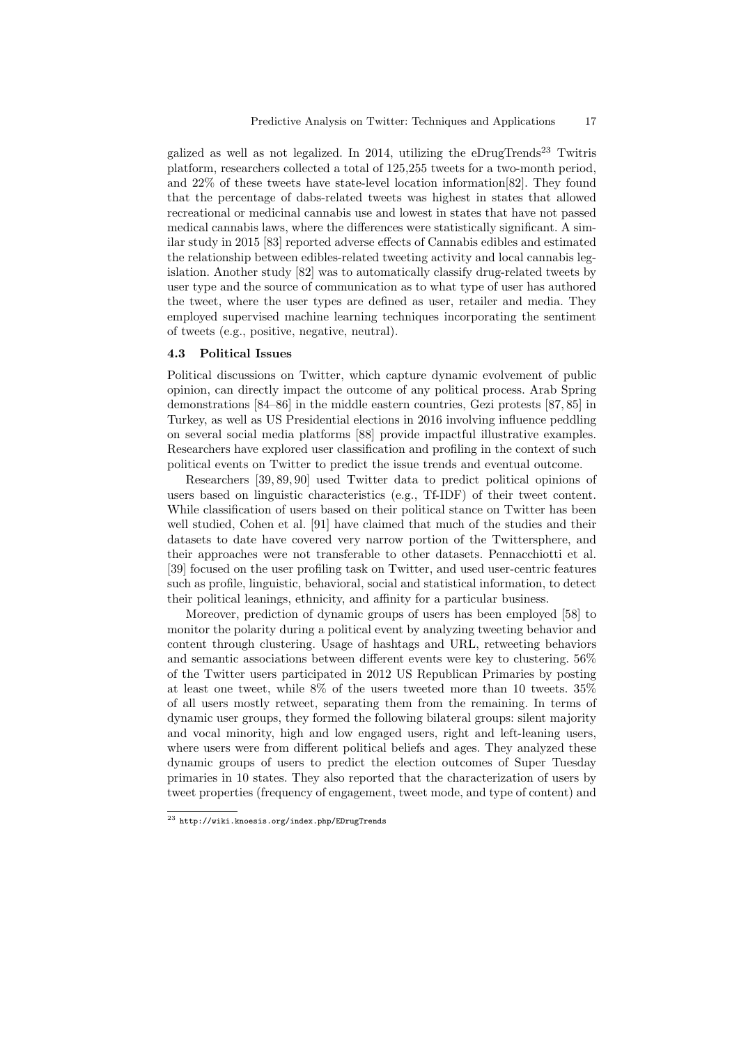galized as well as not legalized. In 2014, utilizing the eDrugTrends[23] Twitris platform, researchers collected a total of 125,255 tweets for a two-month period, and 22% of these tweets have state-level location information[82]. They found that the percentage of dabs-related tweets was highest in states that allowed recreational or medicinal cannabis use and lowest in states that have not passed medical cannabis laws, where the differences were statistically significant. A similar study in 2015 [83] reported adverse effects of Cannabis edibles and estimated the relationship between edibles-related tweeting activity and local cannabis legislation. Another study [82] was to automatically classify drug-related tweets by user type and the source of communication as to what type of user has authored the tweet, where the user types are defined as user, retailer and media. They employed supervised machine learning techniques incorporating the sentiment of tweets (e.g., positive, negative, neutral).

### 4.3 Political Issues

Political discussions on Twitter, which capture dynamic evolvement of public opinion, can directly impact the outcome of any political process. Arab Spring demonstrations [84–86] in the middle eastern countries, Gezi protests [87, 85] in Turkey, as well as US Presidential elections in 2016 involving influence peddling on several social media platforms [88] provide impactful illustrative examples. Researchers have explored user classification and profiling in the context of such political events on Twitter to predict the issue trends and eventual outcome.

Researchers [39, 89, 90] used Twitter data to predict political opinions of users based on linguistic characteristics (e.g., Tf-IDF) of their tweet content. While classification of users based on their political stance on Twitter has been well studied, Cohen et al. [91] have claimed that much of the studies and their datasets to date have covered very narrow portion of the Twittersphere, and their approaches were not transferable to other datasets. Pennacchiotti et al. [39] focused on the user profiling task on Twitter, and used user-centric features such as profile, linguistic, behavioral, social and statistical information, to detect their political leanings, ethnicity, and affinity for a particular business.

Moreover, prediction of dynamic groups of users has been employed [58] to monitor the polarity during a political event by analyzing tweeting behavior and content through clustering. Usage of hashtags and URL, retweeting behaviors and semantic associations between different events were key to clustering. 56% of the Twitter users participated in 2012 US Republican Primaries by posting at least one tweet, while 8% of the users tweeted more than 10 tweets. 35% of all users mostly retweet, separating them from the remaining. In terms of dynamic user groups, they formed the following bilateral groups: silent majority and vocal minority, high and low engaged users, right and left-leaning users, where users were from different political beliefs and ages. They analyzed these dynamic groups of users to predict the election outcomes of Super Tuesday primaries in 10 states. They also reported that the characterization of users by tweet properties (frequency of engagement, tweet mode, and type of content) and

[23] http://wiki.knoesis.org/index.php/EDrugTrends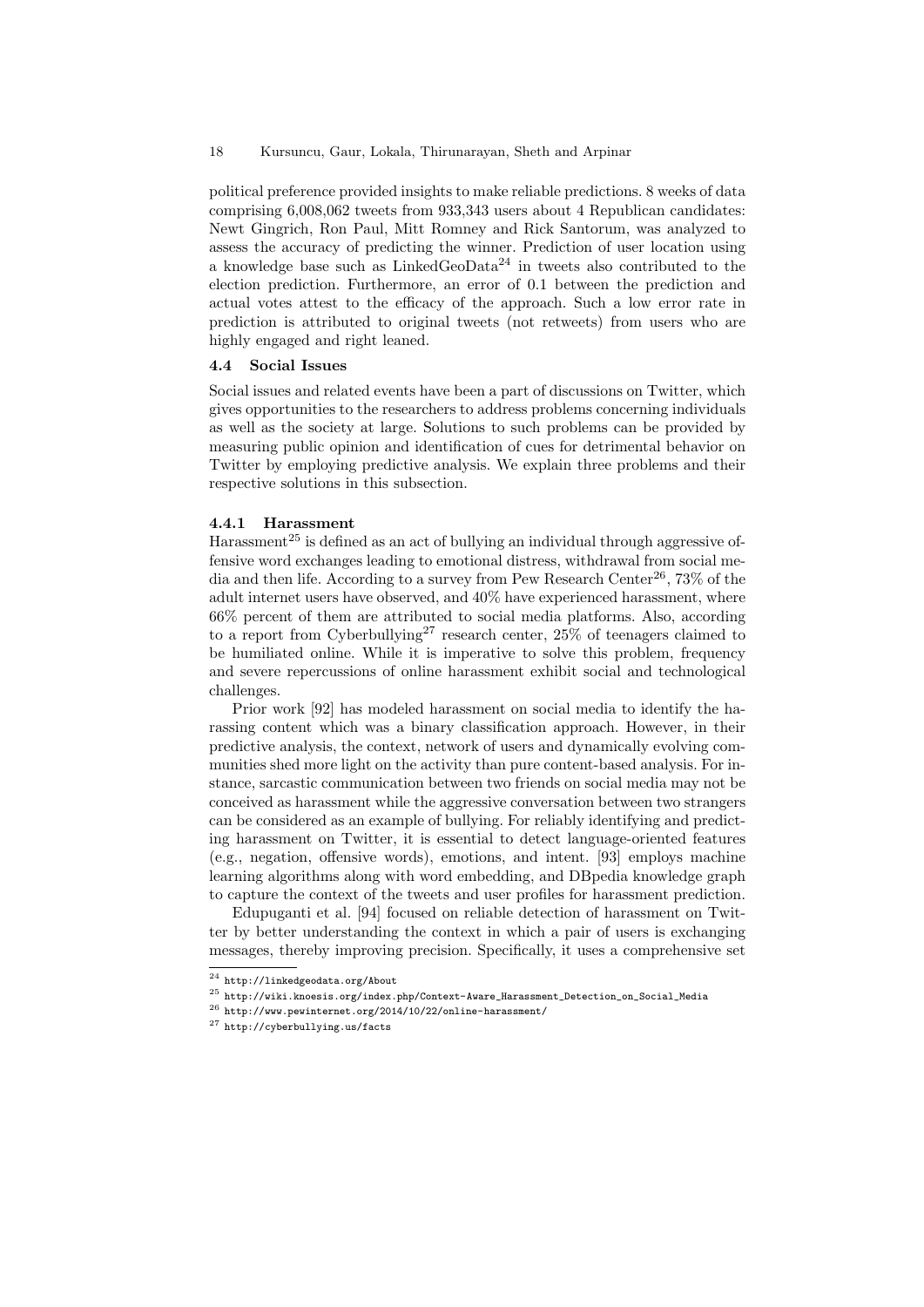political preference provided insights to make reliable predictions. 8 weeks of data comprising 6,008,062 tweets from 933,343 users about 4 Republican candidates: Newt Gingrich, Ron Paul, Mitt Romney and Rick Santorum, was analyzed to assess the accuracy of predicting the winner. Prediction of user location using a knowledge base such as LinkedGeoData[24] in tweets also contributed to the election prediction. Furthermore, an error of 0.1 between the prediction and actual votes attest to the efficacy of the approach. Such a low error rate in prediction is attributed to original tweets (not retweets) from users who are highly engaged and right leaned.

### 4.4 Social Issues

Social issues and related events have been a part of discussions on Twitter, which gives opportunities to the researchers to address problems concerning individuals as well as the society at large. Solutions to such problems can be provided by measuring public opinion and identification of cues for detrimental behavior on Twitter by employing predictive analysis. We explain three problems and their respective solutions in this subsection.

#### 4.4.1 Harassment

Harassment[25] is defined as an act of bullying an individual through aggressive offensive word exchanges leading to emotional distress, withdrawal from social media and then life. According to a survey from Pew Research Center[26], 73% of the adult internet users have observed, and 40% have experienced harassment, where 66% percent of them are attributed to social media platforms. Also, according to a report from Cyberbullying[27] research center, 25% of teenagers claimed to be humiliated online. While it is imperative to solve this problem, frequency and severe repercussions of online harassment exhibit social and technological challenges.

Prior work [92] has modeled harassment on social media to identify the harassing content which was a binary classification approach. However, in their predictive analysis, the context, network of users and dynamically evolving communities shed more light on the activity than pure content-based analysis. For instance, sarcastic communication between two friends on social media may not be conceived as harassment while the aggressive conversation between two strangers can be considered as an example of bullying. For reliably identifying and predicting harassment on Twitter, it is essential to detect language-oriented features (e.g., negation, offensive words), emotions, and intent. [93] employs machine learning algorithms along with word embedding, and DBpedia knowledge graph to capture the context of the tweets and user profiles for harassment prediction.

Edupuganti et al. [94] focused on reliable detection of harassment on Twitter by better understanding the context in which a pair of users is exchanging messages, thereby improving precision. Specifically, it uses a comprehensive set

[24] http://linkedgeodata.org/About

[25] http://wiki.knoesis.org/index.php/Context-Aware_Harassment_Detection_on_Social_Media

[26] http://www.pewinternet.org/2014/10/22/online-harassment/

[27] http://cyberbullying.us/facts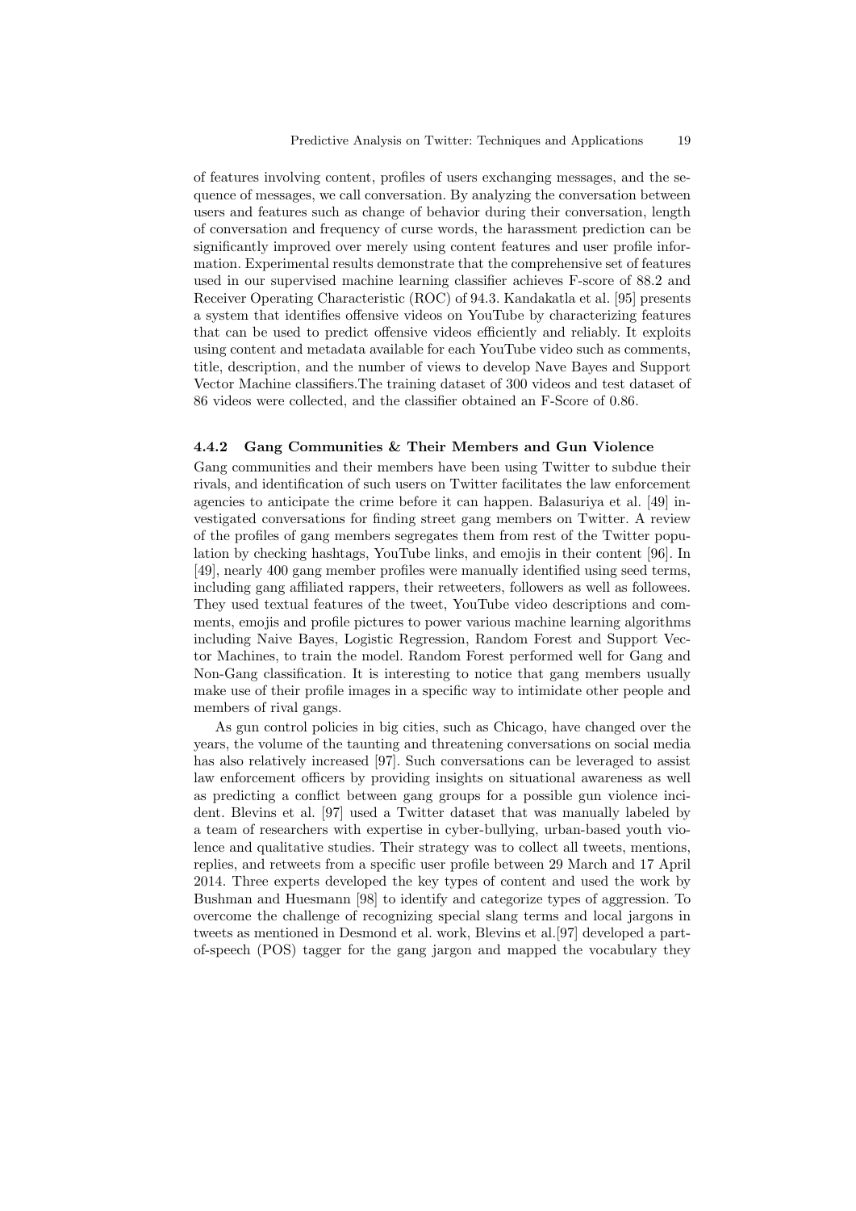of features involving content, profiles of users exchanging messages, and the sequence of messages, we call conversation. By analyzing the conversation between users and features such as change of behavior during their conversation, length of conversation and frequency of curse words, the harassment prediction can be significantly improved over merely using content features and user profile information. Experimental results demonstrate that the comprehensive set of features used in our supervised machine learning classifier achieves F-score of 88.2 and Receiver Operating Characteristic (ROC) of 94.3. Kandakatla et al. [95] presents a system that identifies offensive videos on YouTube by characterizing features that can be used to predict offensive videos efficiently and reliably. It exploits using content and metadata available for each YouTube video such as comments, title, description, and the number of views to develop Nave Bayes and Support Vector Machine classifiers.The training dataset of 300 videos and test dataset of 86 videos were collected, and the classifier obtained an F-Score of 0.86.

#### 4.4.2 Gang Communities & Their Members and Gun Violence

Gang communities and their members have been using Twitter to subdue their rivals, and identification of such users on Twitter facilitates the law enforcement agencies to anticipate the crime before it can happen. Balasuriya et al. [49] investigated conversations for finding street gang members on Twitter. A review of the profiles of gang members segregates them from rest of the Twitter population by checking hashtags, YouTube links, and emojis in their content [96]. In [49], nearly 400 gang member profiles were manually identified using seed terms, including gang affiliated rappers, their retweeters, followers as well as followees. They used textual features of the tweet, YouTube video descriptions and comments, emojis and profile pictures to power various machine learning algorithms including Naive Bayes, Logistic Regression, Random Forest and Support Vector Machines, to train the model. Random Forest performed well for Gang and Non-Gang classification. It is interesting to notice that gang members usually make use of their profile images in a specific way to intimidate other people and members of rival gangs.

As gun control policies in big cities, such as Chicago, have changed over the years, the volume of the taunting and threatening conversations on social media has also relatively increased [97]. Such conversations can be leveraged to assist law enforcement officers by providing insights on situational awareness as well as predicting a conflict between gang groups for a possible gun violence incident. Blevins et al. [97] used a Twitter dataset that was manually labeled by a team of researchers with expertise in cyber-bullying, urban-based youth violence and qualitative studies. Their strategy was to collect all tweets, mentions, replies, and retweets from a specific user profile between 29 March and 17 April 2014. Three experts developed the key types of content and used the work by Bushman and Huesmann [98] to identify and categorize types of aggression. To overcome the challenge of recognizing special slang terms and local jargons in tweets as mentioned in Desmond et al. work, Blevins et al.[97] developed a part-of-speech (POS) tagger for the gang jargon and mapped the vocabulary they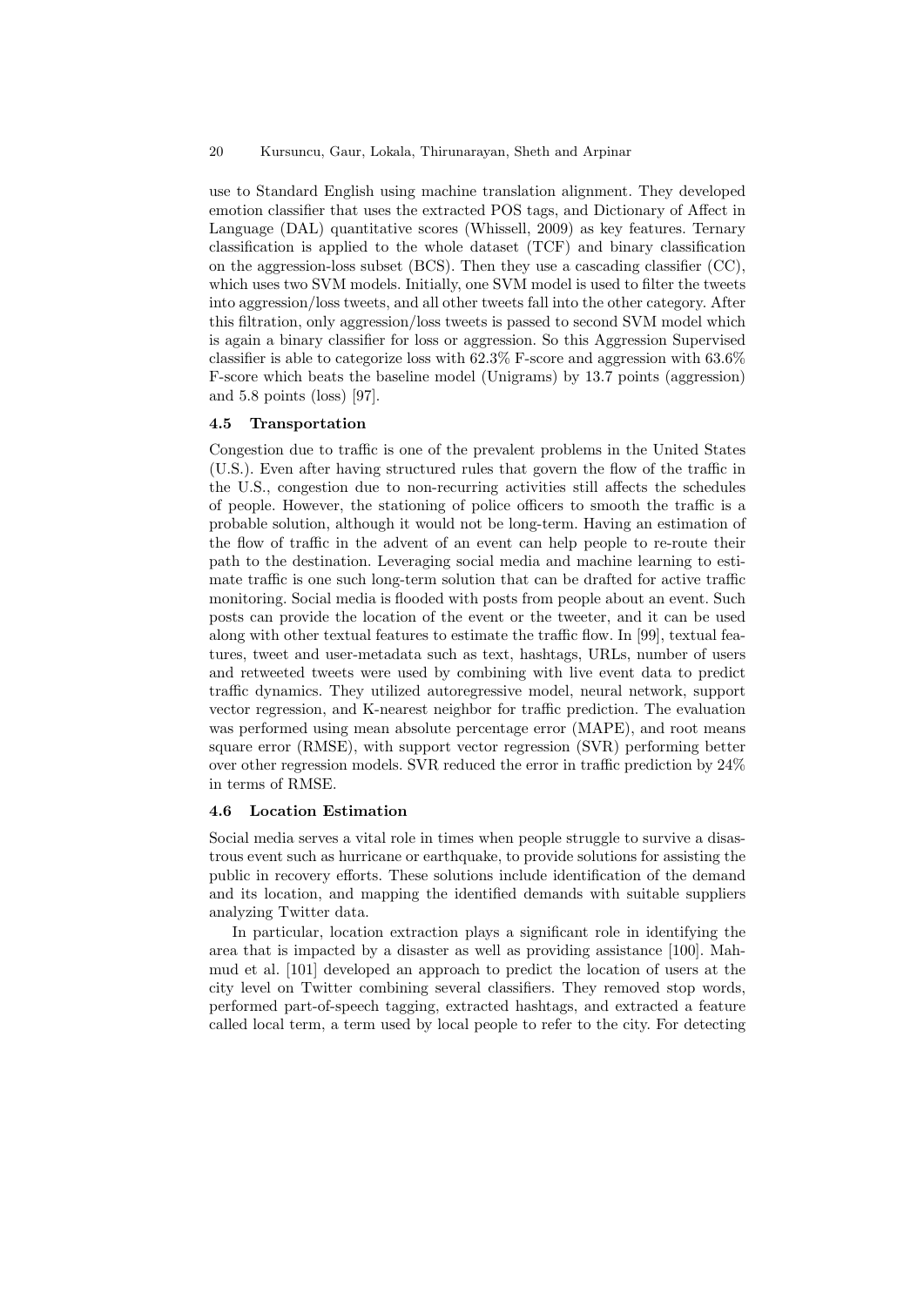use to Standard English using machine translation alignment. They developed emotion classifier that uses the extracted POS tags, and Dictionary of Affect in Language (DAL) quantitative scores (Whissell, 2009) as key features. Ternary classification is applied to the whole dataset (TCF) and binary classification on the aggression-loss subset (BCS). Then they use a cascading classifier (CC), which uses two SVM models. Initially, one SVM model is used to filter the tweets into aggression/loss tweets, and all other tweets fall into the other category. After this filtration, only aggression/loss tweets is passed to second SVM model which is again a binary classifier for loss or aggression. So this Aggression Supervised classifier is able to categorize loss with 62.3% F-score and aggression with 63.6% F-score which beats the baseline model (Unigrams) by 13.7 points (aggression) and 5.8 points (loss) [97].

### 4.5 Transportation

Congestion due to traffic is one of the prevalent problems in the United States (U.S.). Even after having structured rules that govern the flow of the traffic in the U.S., congestion due to non-recurring activities still affects the schedules of people. However, the stationing of police officers to smooth the traffic is a probable solution, although it would not be long-term. Having an estimation of the flow of traffic in the advent of an event can help people to re-route their path to the destination. Leveraging social media and machine learning to estimate traffic is one such long-term solution that can be drafted for active traffic monitoring. Social media is flooded with posts from people about an event. Such posts can provide the location of the event or the tweeter, and it can be used along with other textual features to estimate the traffic flow. In [99], textual features, tweet and user-metadata such as text, hashtags, URLs, number of users and retweeted tweets were used by combining with live event data to predict traffic dynamics. They utilized autoregressive model, neural network, support vector regression, and K-nearest neighbor for traffic prediction. The evaluation was performed using mean absolute percentage error (MAPE), and root means square error (RMSE), with support vector regression (SVR) performing better over other regression models. SVR reduced the error in traffic prediction by 24% in terms of RMSE.

### 4.6 Location Estimation

Social media serves a vital role in times when people struggle to survive a disastrous event such as hurricane or earthquake, to provide solutions for assisting the public in recovery efforts. These solutions include identification of the demand and its location, and mapping the identified demands with suitable suppliers analyzing Twitter data.

In particular, location extraction plays a significant role in identifying the area that is impacted by a disaster as well as providing assistance [100]. Mahmud et al. [101] developed an approach to predict the location of users at the city level on Twitter combining several classifiers. They removed stop words, performed part-of-speech tagging, extracted hashtags, and extracted a feature called local term, a term used by local people to refer to the city. For detecting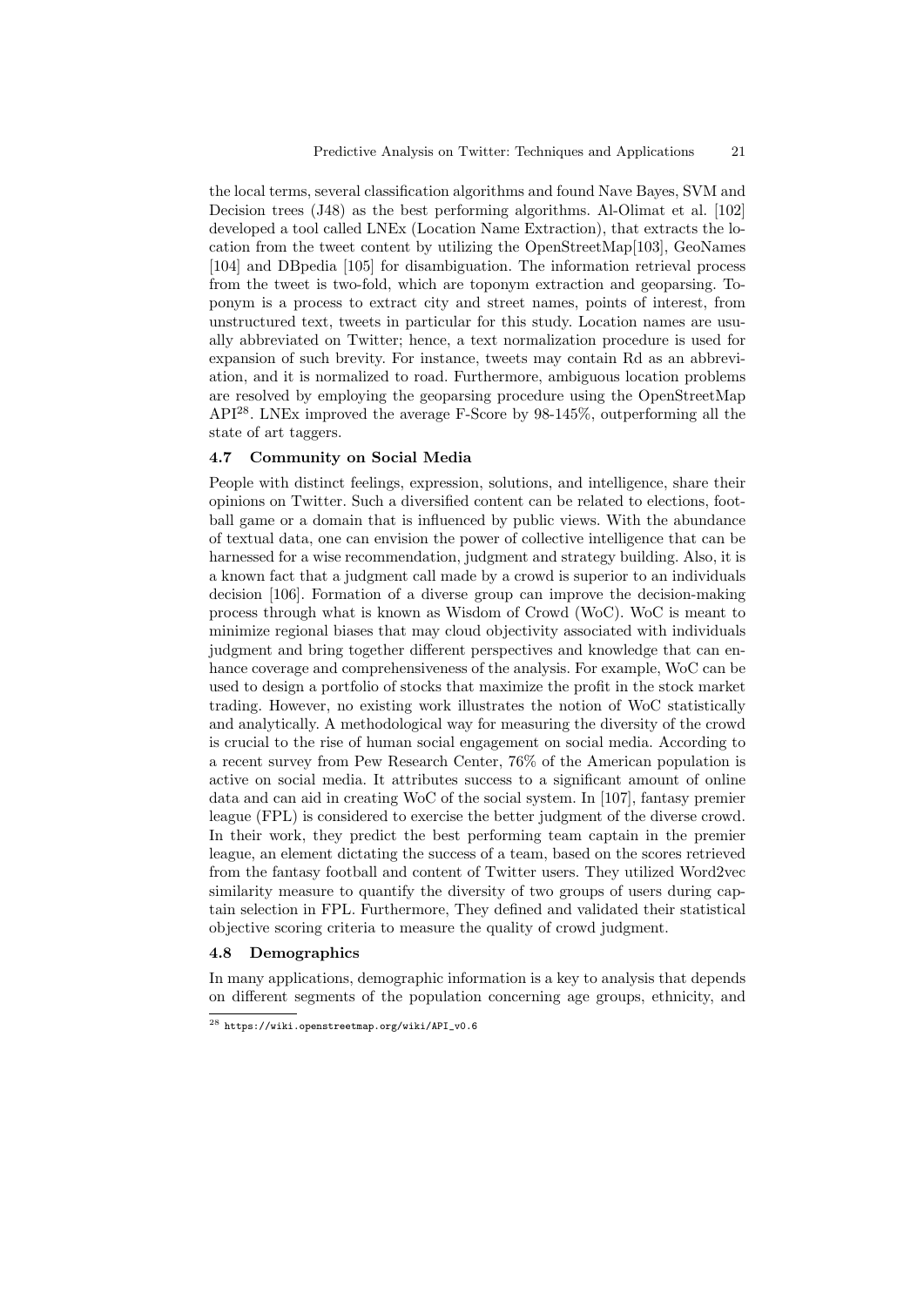the local terms, several classification algorithms and found Nave Bayes, SVM and Decision trees (J48) as the best performing algorithms. Al-Olimat et al. [102] developed a tool called LNEx (Location Name Extraction), that extracts the location from the tweet content by utilizing the OpenStreetMap[103], GeoNames [104] and DBpedia [105] for disambiguation. The information retrieval process from the tweet is two-fold, which are toponym extraction and geoparsing. Toponym is a process to extract city and street names, points of interest, from unstructured text, tweets in particular for this study. Location names are usually abbreviated on Twitter; hence, a text normalization procedure is used for expansion of such brevity. For instance, tweets may contain Rd as an abbreviation, and it is normalized to road. Furthermore, ambiguous location problems are resolved by employing the geoparsing procedure using the OpenStreetMap API[28]. LNEx improved the average F-Score by 98-145%, outperforming all the state of art taggers.

### 4.7 Community on Social Media

People with distinct feelings, expression, solutions, and intelligence, share their opinions on Twitter. Such a diversified content can be related to elections, football game or a domain that is influenced by public views. With the abundance of textual data, one can envision the power of collective intelligence that can be harnessed for a wise recommendation, judgment and strategy building. Also, it is a known fact that a judgment call made by a crowd is superior to an individuals decision [106]. Formation of a diverse group can improve the decision-making process through what is known as Wisdom of Crowd (WoC). WoC is meant to minimize regional biases that may cloud objectivity associated with individuals judgment and bring together different perspectives and knowledge that can enhance coverage and comprehensiveness of the analysis. For example, WoC can be used to design a portfolio of stocks that maximize the profit in the stock market trading. However, no existing work illustrates the notion of WoC statistically and analytically. A methodological way for measuring the diversity of the crowd is crucial to the rise of human social engagement on social media. According to a recent survey from Pew Research Center, 76% of the American population is active on social media. It attributes success to a significant amount of online data and can aid in creating WoC of the social system. In [107], fantasy premier league (FPL) is considered to exercise the better judgment of the diverse crowd. In their work, they predict the best performing team captain in the premier league, an element dictating the success of a team, based on the scores retrieved from the fantasy football and content of Twitter users. They utilized Word2vec similarity measure to quantify the diversity of two groups of users during captain selection in FPL. Furthermore, They defined and validated their statistical objective scoring criteria to measure the quality of crowd judgment.

### 4.8 Demographics

In many applications, demographic information is a key to analysis that depends on different segments of the population concerning age groups, ethnicity, and

[28] https://wiki.openstreetmap.org/wiki/API_v0.6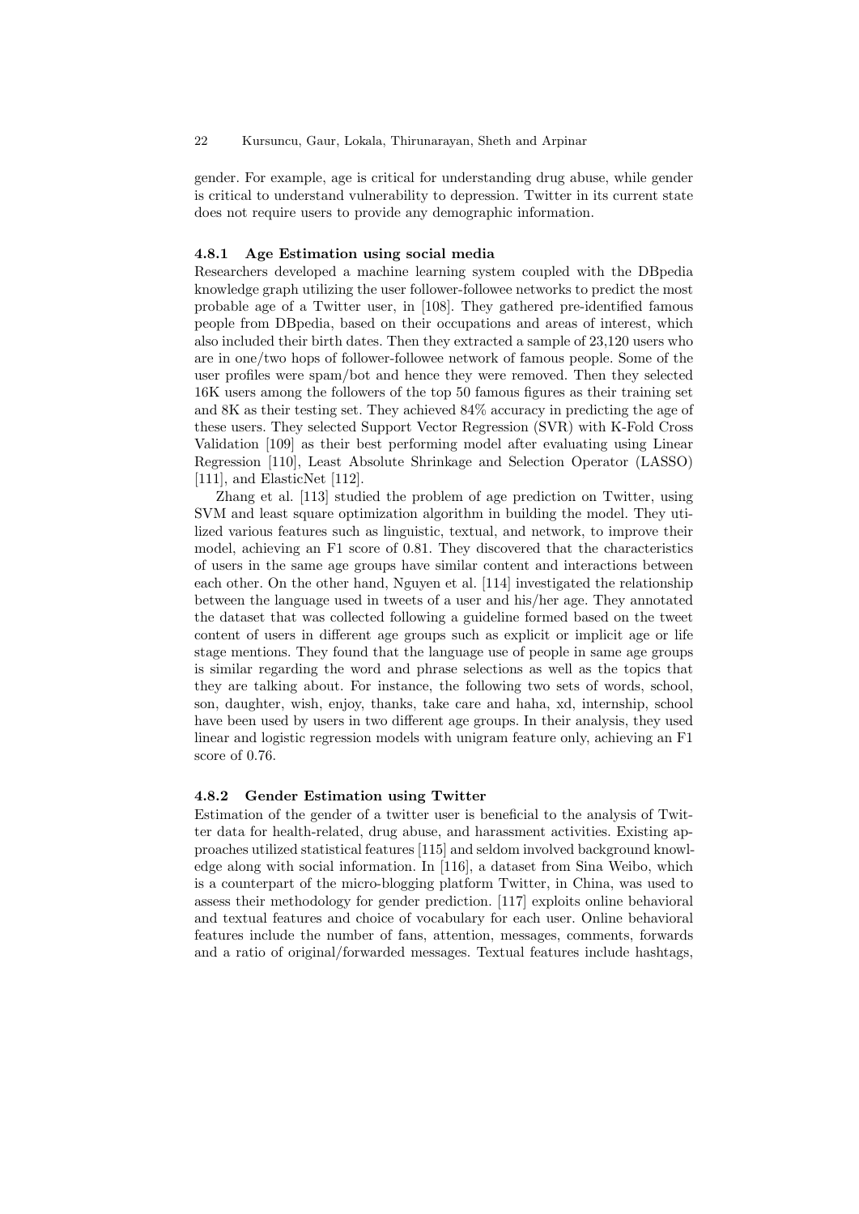gender. For example, age is critical for understanding drug abuse, while gender is critical to understand vulnerability to depression. Twitter in its current state does not require users to provide any demographic information.

#### 4.8.1 Age Estimation using social media

Researchers developed a machine learning system coupled with the DBpedia knowledge graph utilizing the user follower-followee networks to predict the most probable age of a Twitter user, in [108]. They gathered pre-identified famous people from DBpedia, based on their occupations and areas of interest, which also included their birth dates. Then they extracted a sample of 23,120 users who are in one/two hops of follower-followee network of famous people. Some of the user profiles were spam/bot and hence they were removed. Then they selected 16K users among the followers of the top 50 famous figures as their training set and 8K as their testing set. They achieved 84% accuracy in predicting the age of these users. They selected Support Vector Regression (SVR) with K-Fold Cross Validation [109] as their best performing model after evaluating using Linear Regression [110], Least Absolute Shrinkage and Selection Operator (LASSO) [111], and ElasticNet [112].

Zhang et al. [113] studied the problem of age prediction on Twitter, using SVM and least square optimization algorithm in building the model. They utilized various features such as linguistic, textual, and network, to improve their model, achieving an F1 score of 0.81. They discovered that the characteristics of users in the same age groups have similar content and interactions between each other. On the other hand, Nguyen et al. [114] investigated the relationship between the language used in tweets of a user and his/her age. They annotated the dataset that was collected following a guideline formed based on the tweet content of users in different age groups such as explicit or implicit age or life stage mentions. They found that the language use of people in same age groups is similar regarding the word and phrase selections as well as the topics that they are talking about. For instance, the following two sets of words, school, son, daughter, wish, enjoy, thanks, take care and haha, xd, internship, school have been used by users in two different age groups. In their analysis, they used linear and logistic regression models with unigram feature only, achieving an F1 score of 0.76.

#### 4.8.2 Gender Estimation using Twitter

Estimation of the gender of a twitter user is beneficial to the analysis of Twitter data for health-related, drug abuse, and harassment activities. Existing approaches utilized statistical features [115] and seldom involved background knowledge along with social information. In [116], a dataset from Sina Weibo, which is a counterpart of the micro-blogging platform Twitter, in China, was used to assess their methodology for gender prediction. [117] exploits online behavioral and textual features and choice of vocabulary for each user. Online behavioral features include the number of fans, attention, messages, comments, forwards and a ratio of original/forwarded messages. Textual features include hashtags,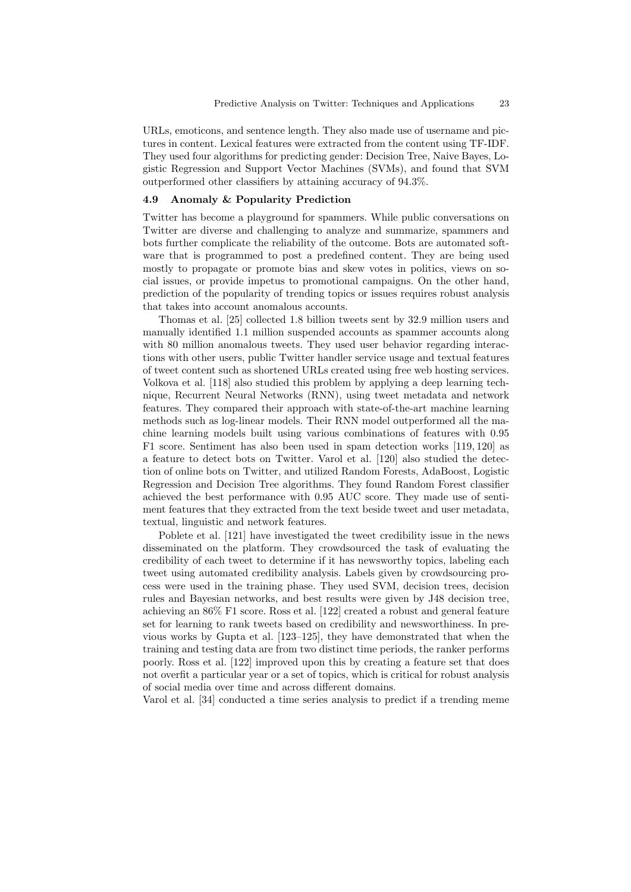URLs, emoticons, and sentence length. They also made use of username and pictures in content. Lexical features were extracted from the content using TF-IDF. They used four algorithms for predicting gender: Decision Tree, Naive Bayes, Logistic Regression and Support Vector Machines (SVMs), and found that SVM outperformed other classifiers by attaining accuracy of 94.3%.

### 4.9 Anomaly & Popularity Prediction

Twitter has become a playground for spammers. While public conversations on Twitter are diverse and challenging to analyze and summarize, spammers and bots further complicate the reliability of the outcome. Bots are automated software that is programmed to post a predefined content. They are being used mostly to propagate or promote bias and skew votes in politics, views on social issues, or provide impetus to promotional campaigns. On the other hand, prediction of the popularity of trending topics or issues requires robust analysis that takes into account anomalous accounts.

Thomas et al. [25] collected 1.8 billion tweets sent by 32.9 million users and manually identified 1.1 million suspended accounts as spammer accounts along with 80 million anomalous tweets. They used user behavior regarding interactions with other users, public Twitter handler service usage and textual features of tweet content such as shortened URLs created using free web hosting services. Volkova et al. [118] also studied this problem by applying a deep learning technique, Recurrent Neural Networks (RNN), using tweet metadata and network features. They compared their approach with state-of-the-art machine learning methods such as log-linear models. Their RNN model outperformed all the machine learning models built using various combinations of features with 0.95 F1 score. Sentiment has also been used in spam detection works [119, 120] as a feature to detect bots on Twitter. Varol et al. [120] also studied the detection of online bots on Twitter, and utilized Random Forests, AdaBoost, Logistic Regression and Decision Tree algorithms. They found Random Forest classifier achieved the best performance with 0.95 AUC score. They made use of sentiment features that they extracted from the text beside tweet and user metadata, textual, linguistic and network features.

Poblete et al. [121] have investigated the tweet credibility issue in the news disseminated on the platform. They crowdsourced the task of evaluating the credibility of each tweet to determine if it has newsworthy topics, labeling each tweet using automated credibility analysis. Labels given by crowdsourcing process were used in the training phase. They used SVM, decision trees, decision rules and Bayesian networks, and best results were given by J48 decision tree, achieving an 86% F1 score. Ross et al. [122] created a robust and general feature set for learning to rank tweets based on credibility and newsworthiness. In previous works by Gupta et al. [123–125], they have demonstrated that when the training and testing data are from two distinct time periods, the ranker performs poorly. Ross et al. [122] improved upon this by creating a feature set that does not overfit a particular year or a set of topics, which is critical for robust analysis of social media over time and across different domains.

Varol et al. [34] conducted a time series analysis to predict if a trending meme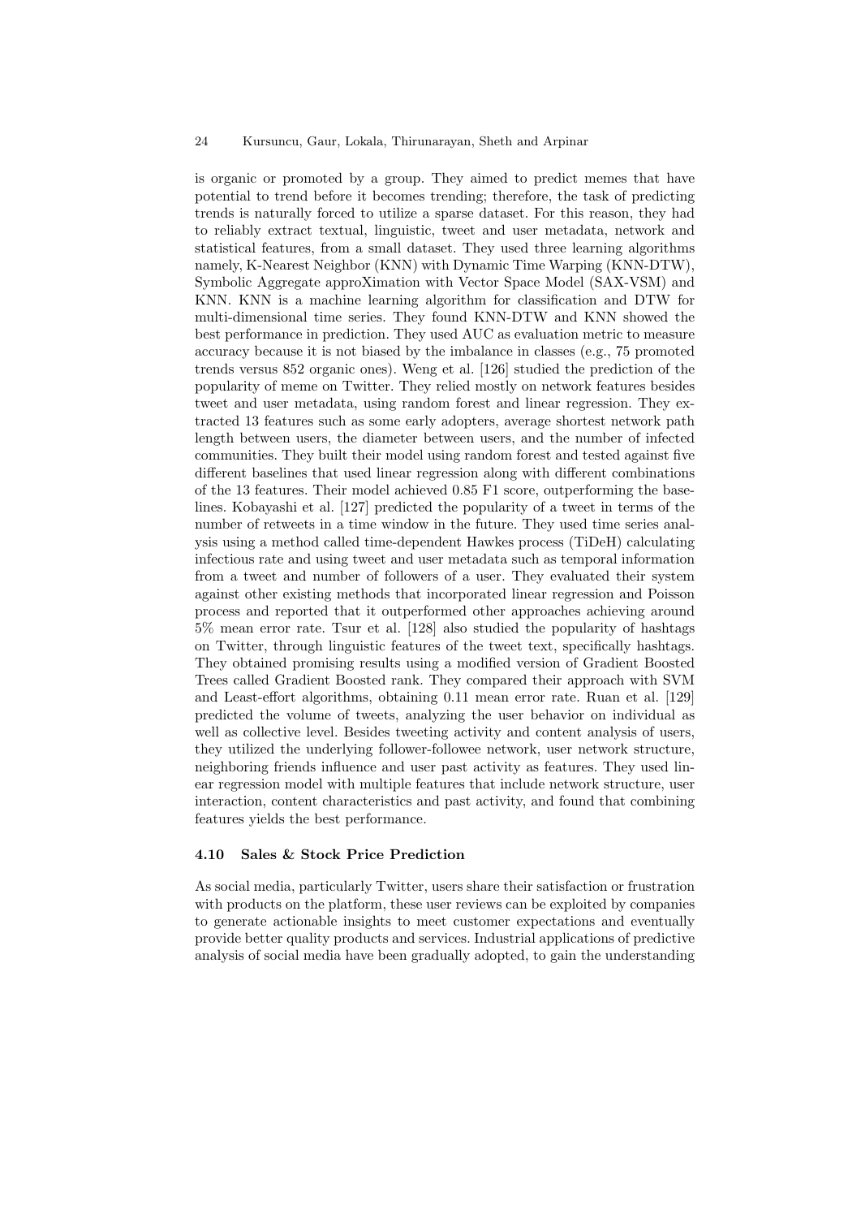is organic or promoted by a group. They aimed to predict memes that have potential to trend before it becomes trending; therefore, the task of predicting trends is naturally forced to utilize a sparse dataset. For this reason, they had to reliably extract textual, linguistic, tweet and user metadata, network and statistical features, from a small dataset. They used three learning algorithms namely, K-Nearest Neighbor (KNN) with Dynamic Time Warping (KNN-DTW), Symbolic Aggregate approXimation with Vector Space Model (SAX-VSM) and KNN. KNN is a machine learning algorithm for classification and DTW for multi-dimensional time series. They found KNN-DTW and KNN showed the best performance in prediction. They used AUC as evaluation metric to measure accuracy because it is not biased by the imbalance in classes (e.g., 75 promoted trends versus 852 organic ones). Weng et al. [126] studied the prediction of the popularity of meme on Twitter. They relied mostly on network features besides tweet and user metadata, using random forest and linear regression. They extracted 13 features such as some early adopters, average shortest network path length between users, the diameter between users, and the number of infected communities. They built their model using random forest and tested against five different baselines that used linear regression along with different combinations of the 13 features. Their model achieved 0.85 F1 score, outperforming the baselines. Kobayashi et al. [127] predicted the popularity of a tweet in terms of the number of retweets in a time window in the future. They used time series analysis using a method called time-dependent Hawkes process (TiDeH) calculating infectious rate and using tweet and user metadata such as temporal information from a tweet and number of followers of a user. They evaluated their system against other existing methods that incorporated linear regression and Poisson process and reported that it outperformed other approaches achieving around 5% mean error rate. Tsur et al. [128] also studied the popularity of hashtags on Twitter, through linguistic features of the tweet text, specifically hashtags. They obtained promising results using a modified version of Gradient Boosted Trees called Gradient Boosted rank. They compared their approach with SVM and Least-effort algorithms, obtaining 0.11 mean error rate. Ruan et al. [129] predicted the volume of tweets, analyzing the user behavior on individual as well as collective level. Besides tweeting activity and content analysis of users, they utilized the underlying follower-followee network, user network structure, neighboring friends influence and user past activity as features. They used linear regression model with multiple features that include network structure, user interaction, content characteristics and past activity, and found that combining features yields the best performance.

### 4.10 Sales & Stock Price Prediction

As social media, particularly Twitter, users share their satisfaction or frustration with products on the platform, these user reviews can be exploited by companies to generate actionable insights to meet customer expectations and eventually provide better quality products and services. Industrial applications of predictive analysis of social media have been gradually adopted, to gain the understanding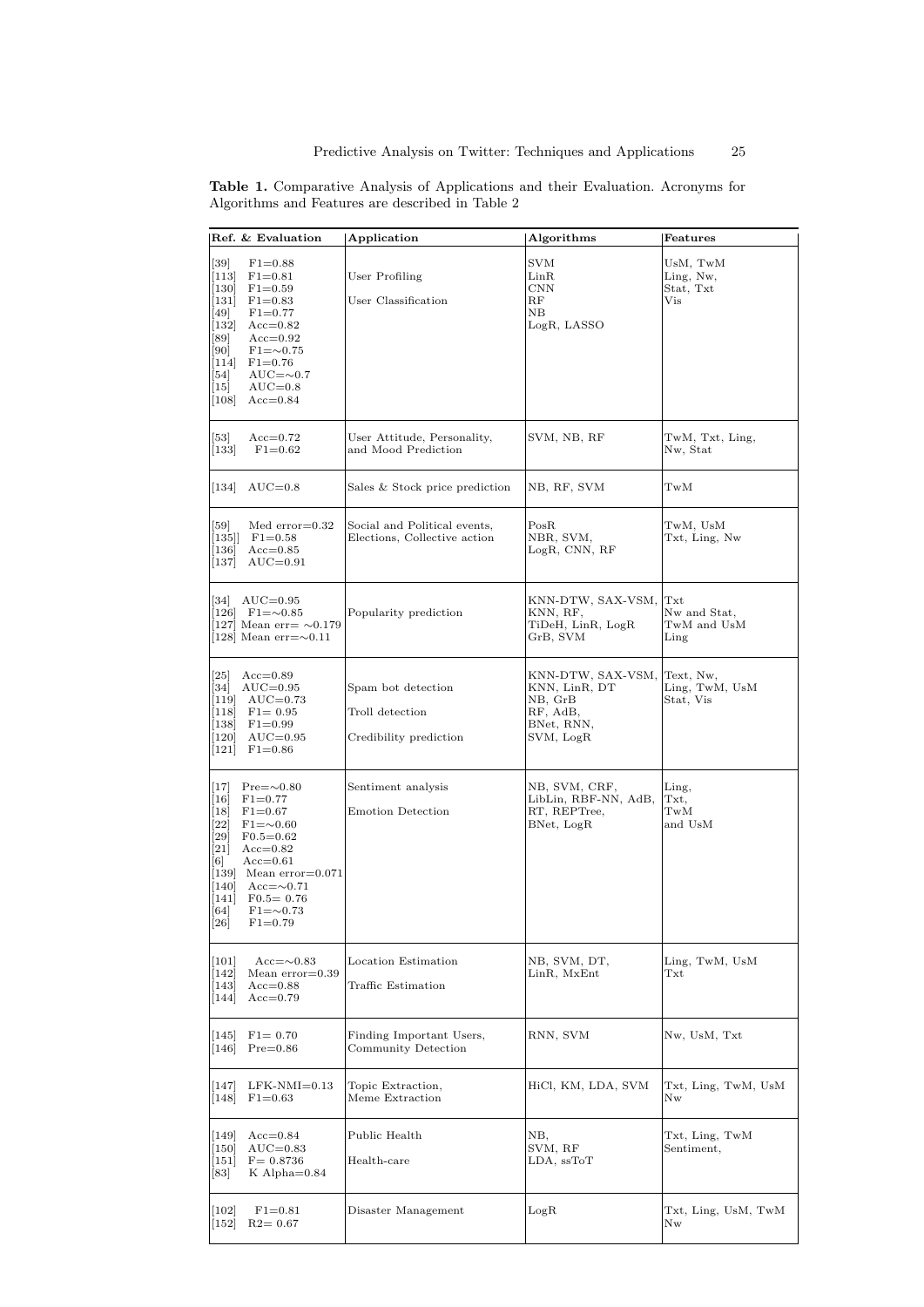**Table 1.** Comparative Analysis of Applications and their Evaluation. Acronyms for Algorithms and Features are described in Table 2

| Ref. & Evaluation | Application | Algorithms | Features |
|---|---|---|---|
| [39] F1=0.88<br>[113] F1=0.81<br>[130] F1=0.59<br>[131] F1=0.83<br>[49] F1=0.77<br>[132] Acc=0.82<br>[89] Acc=0.92<br>[90] F1=∼0.75<br>[114] F1=0.76<br>[54] AUC=∼0.7<br>[15] AUC=0.8<br>[108] Acc=0.84 | User Profiling<br><br>User Classification | SVM<br>LinR<br>CNN<br>RF<br>NB<br>LogR, LASSO | UsM, TwM<br>Ling, Nw,<br>Stat, Txt<br>Vis |
| [53] Acc=0.72<br>[133] F1=0.62 | User Attitude, Personality, and Mood Prediction | SVM, NB, RF | TwM, Txt, Ling, Nw, Stat |
| [134] AUC=0.8 | Sales & Stock price prediction | NB, RF, SVM | TwM |
| [59] Med error=0.32<br>[135]] F1=0.58<br>[136] Acc=0.85<br>[137] AUC=0.91 | Social and Political events, Elections, Collective action | PosR<br>NBR, SVM,<br>LogR, CNN, RF | TwM, UsM<br>Txt, Ling, Nw |
| [34] AUC=0.95<br>[126] F1=∼0.85<br>[127] Mean err= ∼0.179<br>[128] Mean err=∼0.11 | Popularity prediction | KNN-DTW, SAX-VSM,<br>KNN, RF,<br>TiDeH, LinR, LogR<br>GrB, SVM | Txt<br>Nw and Stat,<br>TwM and UsM<br>Ling |
| [25] Acc=0.89<br>[34] AUC=0.95<br>[119] AUC=0.73<br>[118] F1= 0.95<br>[138] F1=0.99<br>[120] AUC=0.95<br>[121] F1=0.86 | Spam bot detection<br><br>Troll detection<br><br>Credibility prediction | KNN-DTW, SAX-VSM,<br>KNN, LinR, DT<br>NB, GrB<br>RF, AdB,<br>BNet, RNN,<br>SVM, LogR | Text, Nw,<br>Ling, TwM, UsM<br>Stat, Vis |
| [17] Pre=∼0.80<br>[16] F1=0.77<br>[18] F1=0.67<br>[22] F1=∼0.60<br>[29] F0.5=0.62<br>[21] Acc=0.82<br>[6] Acc=0.61<br>[139] Mean error=0.071<br>[140] Acc=∼0.71<br>[141] F0.5= 0.76<br>[64] F1=∼0.73<br>[26] F1=0.79 | Sentiment analysis<br><br>Emotion Detection | NB, SVM, CRF,<br>LibLin, RBF-NN, AdB,<br>RT, REPTree,<br>BNet, LogR | Ling,<br>Txt,<br>TwM<br>and UsM |
| [101] Acc=∼0.83<br>[142] Mean error=0.39<br>[143] Acc=0.88<br>[144] Acc=0.79 | Location Estimation<br><br>Traffic Estimation | NB, SVM, DT,<br>LinR, MxEnt | Ling, TwM, UsM<br>Txt |
| [145] F1= 0.70<br>[146] Pre=0.86 | Finding Important Users, Community Detection | RNN, SVM | Nw, UsM, Txt |
| [147] LFK-NMI=0.13<br>[148] F1=0.63 | Topic Extraction, Meme Extraction | HiCl, KM, LDA, SVM | Txt, Ling, TwM, UsM<br>Nw |
| [149] Acc=0.84<br>[150] AUC=0.83<br>[151] F= 0.8736<br>[83] K Alpha=0.84 | Public Health<br><br>Health-care | NB,<br>SVM, RF<br>LDA, ssToT | Txt, Ling, TwM<br>Sentiment, |
| [102] F1=0.81<br>[152] R2= 0.67 | Disaster Management | LogR | Txt, Ling, UsM, TwM<br>Nw |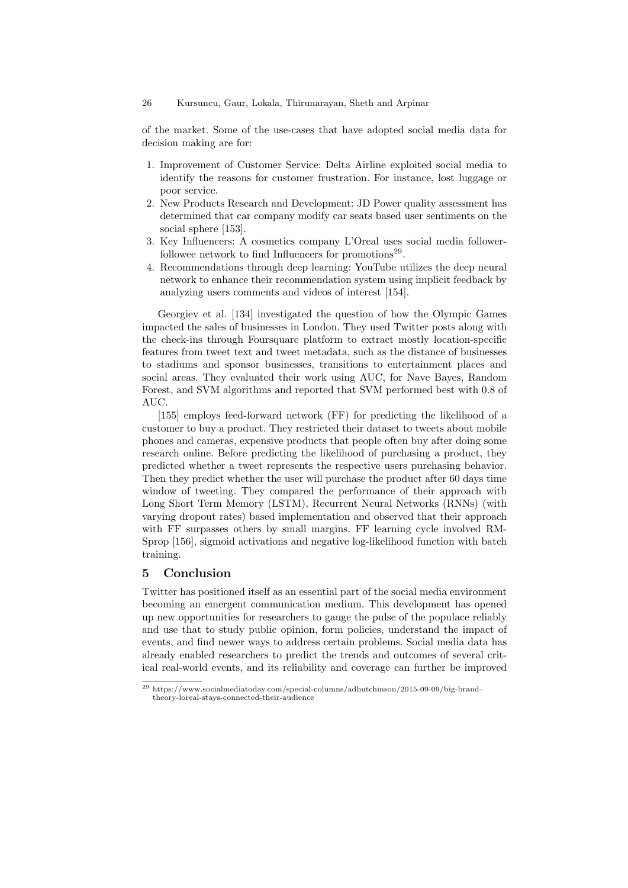of the market. Some of the use-cases that have adopted social media data for decision making are for:

1. Improvement of Customer Service: Delta Airline exploited social media to identify the reasons for customer frustration. For instance, lost luggage or poor service.
2. New Products Research and Development: JD Power quality assessment has determined that car company modify car seats based user sentiments on the social sphere [153].
3. Key Influencers: A cosmetics company L'Oreal uses social media follower-followee network to find Influencers for promotions[29].
4. Recommendations through deep learning: YouTube utilizes the deep neural network to enhance their recommendation system using implicit feedback by analyzing users comments and videos of interest [154].

Georgiev et al. [134] investigated the question of how the Olympic Games impacted the sales of businesses in London. They used Twitter posts along with the check-ins through Foursquare platform to extract mostly location-specific features from tweet text and tweet metadata, such as the distance of businesses to stadiums and sponsor businesses, transitions to entertainment places and social areas. They evaluated their work using AUC, for Nave Bayes, Random Forest, and SVM algorithms and reported that SVM performed best with 0.8 of AUC.

[155] employs feed-forward network (FF) for predicting the likelihood of a customer to buy a product. They restricted their dataset to tweets about mobile phones and cameras, expensive products that people often buy after doing some research online. Before predicting the likelihood of purchasing a product, they predicted whether a tweet represents the respective users purchasing behavior. Then they predict whether the user will purchase the product after 60 days time window of tweeting. They compared the performance of their approach with Long Short Term Memory (LSTM), Recurrent Neural Networks (RNNs) (with varying dropout rates) based implementation and observed that their approach with FF surpasses others by small margins. FF learning cycle involved RM-Sprop [156], sigmoid activations and negative log-likelihood function with batch training.

## 5 Conclusion

Twitter has positioned itself as an essential part of the social media environment becoming an emergent communication medium. This development has opened up new opportunities for researchers to gauge the pulse of the populace reliably and use that to study public opinion, form policies, understand the impact of events, and find newer ways to address certain problems. Social media data has already enabled researchers to predict the trends and outcomes of several critical real-world events, and its reliability and coverage can further be improved

[29] https://www.socialmediatoday.com/special-columns/adhutchinson/2015-09-09/big-brand-theory-loreal-stays-connected-their-audience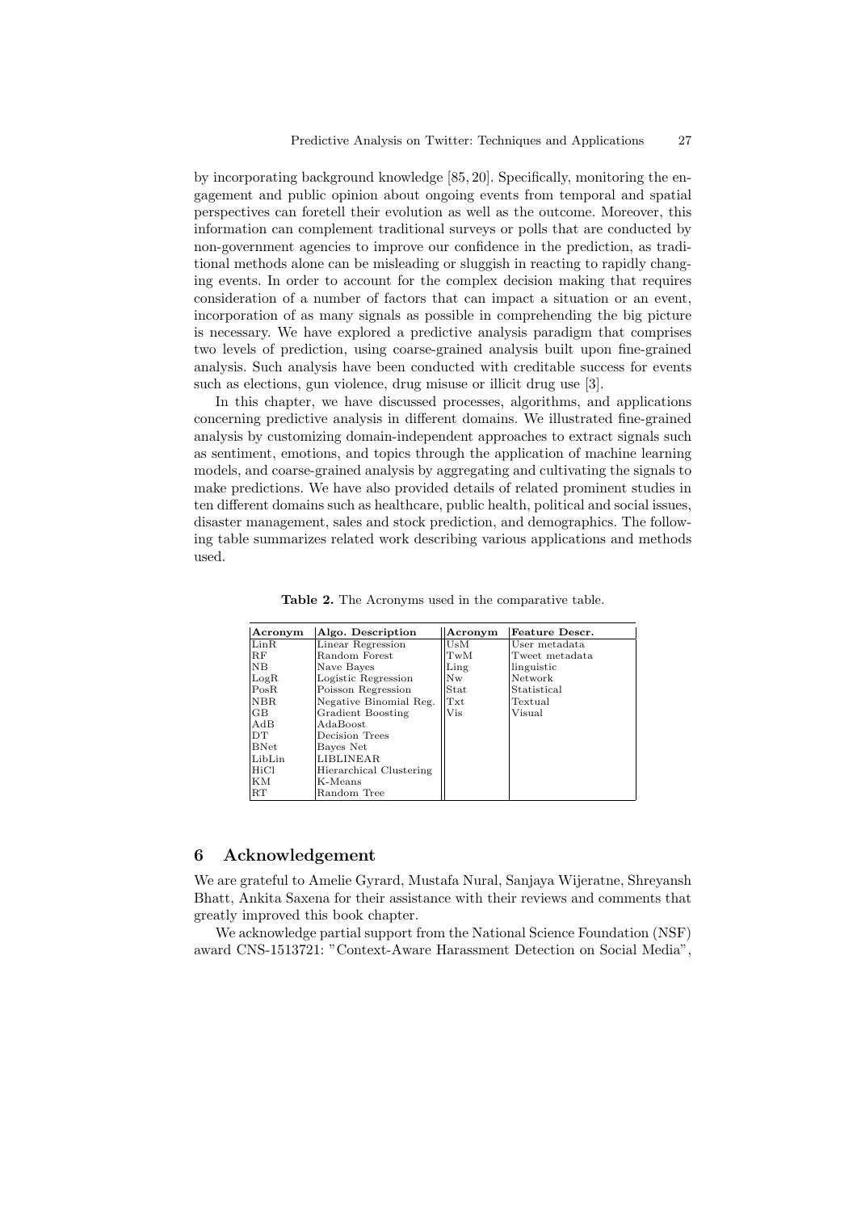by incorporating background knowledge [85, 20]. Specifically, monitoring the engagement and public opinion about ongoing events from temporal and spatial perspectives can foretell their evolution as well as the outcome. Moreover, this information can complement traditional surveys or polls that are conducted by non-government agencies to improve our confidence in the prediction, as traditional methods alone can be misleading or sluggish in reacting to rapidly changing events. In order to account for the complex decision making that requires consideration of a number of factors that can impact a situation or an event, incorporation of as many signals as possible in comprehending the big picture is necessary. We have explored a predictive analysis paradigm that comprises two levels of prediction, using coarse-grained analysis built upon fine-grained analysis. Such analysis have been conducted with creditable success for events such as elections, gun violence, drug misuse or illicit drug use [3].

In this chapter, we have discussed processes, algorithms, and applications concerning predictive analysis in different domains. We illustrated fine-grained analysis by customizing domain-independent approaches to extract signals such as sentiment, emotions, and topics through the application of machine learning models, and coarse-grained analysis by aggregating and cultivating the signals to make predictions. We have also provided details of related prominent studies in ten different domains such as healthcare, public health, political and social issues, disaster management, sales and stock prediction, and demographics. The following table summarizes related work describing various applications and methods used.

**Table 2.** The Acronyms used in the comparative table.

| Acronym | Algo. Description | Acronym | Feature Descr. |
|---|---|---|---|
| LinR | Linear Regression | UsM | User metadata |
| RF | Random Forest | TwM | Tweet metadata |
| NB | Nave Bayes | Ling | linguistic |
| LogR | Logistic Regression | Nw | Network |
| PosR | Poisson Regression | Stat | Statistical |
| NBR | Negative Binomial Reg. | Txt | Textual |
| GB | Gradient Boosting | Vis | Visual |
| AdB | AdaBoost | | |
| DT | Decision Trees | | |
| BNet | Bayes Net | | |
| LibLin | LIBLINEAR | | |
| HiCl | Hierarchical Clustering | | |
| KM | K-Means | | |
| RT | Random Tree | | |

## 6 Acknowledgement

We are grateful to Amelie Gyrard, Mustafa Nural, Sanjaya Wijeratne, Shreyansh Bhatt, Ankita Saxena for their assistance with their reviews and comments that greatly improved this book chapter.

We acknowledge partial support from the National Science Foundation (NSF) award CNS-1513721: "Context-Aware Harassment Detection on Social Media",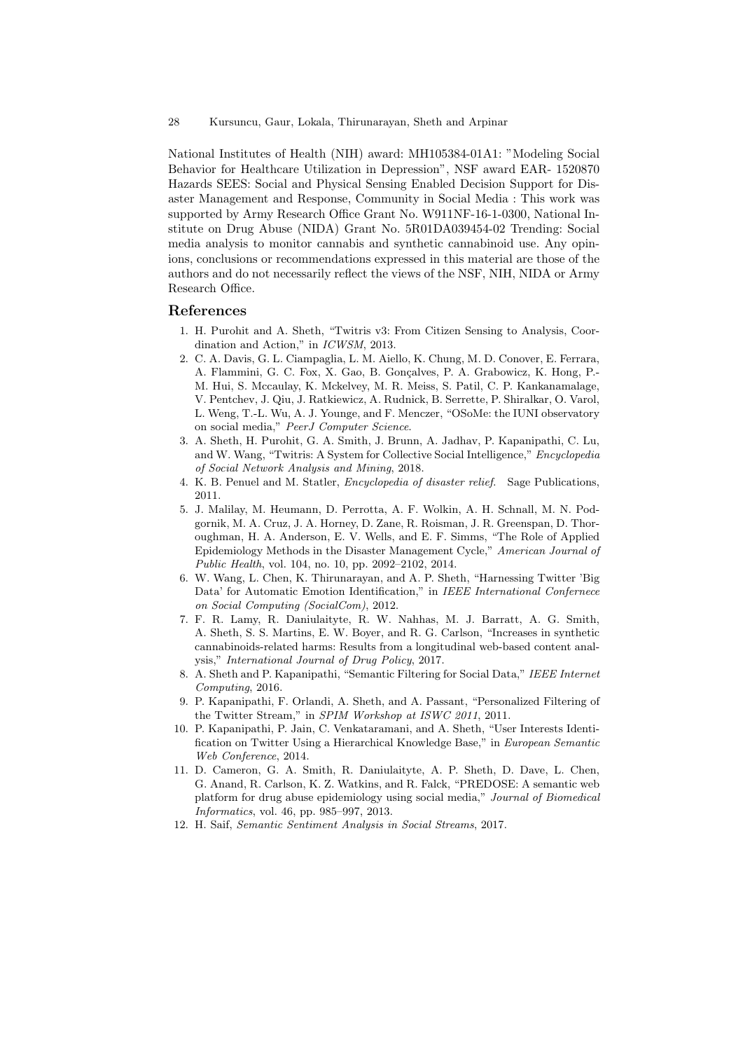National Institutes of Health (NIH) award: MH105384-01A1: "Modeling Social Behavior for Healthcare Utilization in Depression", NSF award EAR- 1520870 Hazards SEES: Social and Physical Sensing Enabled Decision Support for Disaster Management and Response, Community in Social Media : This work was supported by Army Research Office Grant No. W911NF-16-1-0300, National Institute on Drug Abuse (NIDA) Grant No. 5R01DA039454-02 Trending: Social media analysis to monitor cannabis and synthetic cannabinoid use. Any opinions, conclusions or recommendations expressed in this material are those of the authors and do not necessarily reflect the views of the NSF, NIH, NIDA or Army Research Office.

## References

1. H. Purohit and A. Sheth, "Twitris v3: From Citizen Sensing to Analysis, Coordination and Action," in *ICWSM*, 2013.
2. C. A. Davis, G. L. Ciampaglia, L. M. Aiello, K. Chung, M. D. Conover, E. Ferrara, A. Flammini, G. C. Fox, X. Gao, B. Gonçalves, P. A. Grabowicz, K. Hong, P.-M. Hui, S. Mccaulay, K. Mckelvey, M. R. Meiss, S. Patil, C. P. Kankanamalage, V. Pentchev, J. Qiu, J. Ratkiewicz, A. Rudnick, B. Serrette, P. Shiralkar, O. Varol, L. Weng, T.-L. Wu, A. J. Younge, and F. Menczer, "OSoMe: the IUNI observatory on social media," *PeerJ Computer Science*.
3. A. Sheth, H. Purohit, G. A. Smith, J. Brunn, A. Jadhav, P. Kapanipathi, C. Lu, and W. Wang, "Twitris: A System for Collective Social Intelligence," *Encyclopedia of Social Network Analysis and Mining*, 2018.
4. K. B. Penuel and M. Statler, *Encyclopedia of disaster relief*. Sage Publications, 2011.
5. J. Malilay, M. Heumann, D. Perrotta, A. F. Wolkin, A. H. Schnall, M. N. Podgornik, M. A. Cruz, J. A. Horney, D. Zane, R. Roisman, J. R. Greenspan, D. Thoroughman, H. A. Anderson, E. V. Wells, and E. F. Simms, "The Role of Applied Epidemiology Methods in the Disaster Management Cycle," *American Journal of Public Health*, vol. 104, no. 10, pp. 2092–2102, 2014.
6. W. Wang, L. Chen, K. Thirunarayan, and A. P. Sheth, "Harnessing Twitter 'Big Data' for Automatic Emotion Identification," in *IEEE International Confernece on Social Computing (SocialCom)*, 2012.
7. F. R. Lamy, R. Daniulaityte, R. W. Nahhas, M. J. Barratt, A. G. Smith, A. Sheth, S. S. Martins, E. W. Boyer, and R. G. Carlson, "Increases in synthetic cannabinoids-related harms: Results from a longitudinal web-based content analysis," *International Journal of Drug Policy*, 2017.
8. A. Sheth and P. Kapanipathi, "Semantic Filtering for Social Data," *IEEE Internet Computing*, 2016.
9. P. Kapanipathi, F. Orlandi, A. Sheth, and A. Passant, "Personalized Filtering of the Twitter Stream," in *SPIM Workshop at ISWC 2011*, 2011.
10. P. Kapanipathi, P. Jain, C. Venkataramani, and A. Sheth, "User Interests Identification on Twitter Using a Hierarchical Knowledge Base," in *European Semantic Web Conference*, 2014.
11. D. Cameron, G. A. Smith, R. Daniulaityte, A. P. Sheth, D. Dave, L. Chen, G. Anand, R. Carlson, K. Z. Watkins, and R. Falck, "PREDOSE: A semantic web platform for drug abuse epidemiology using social media," *Journal of Biomedical Informatics*, vol. 46, pp. 985–997, 2013.
12. H. Saif, *Semantic Sentiment Analysis in Social Streams*, 2017.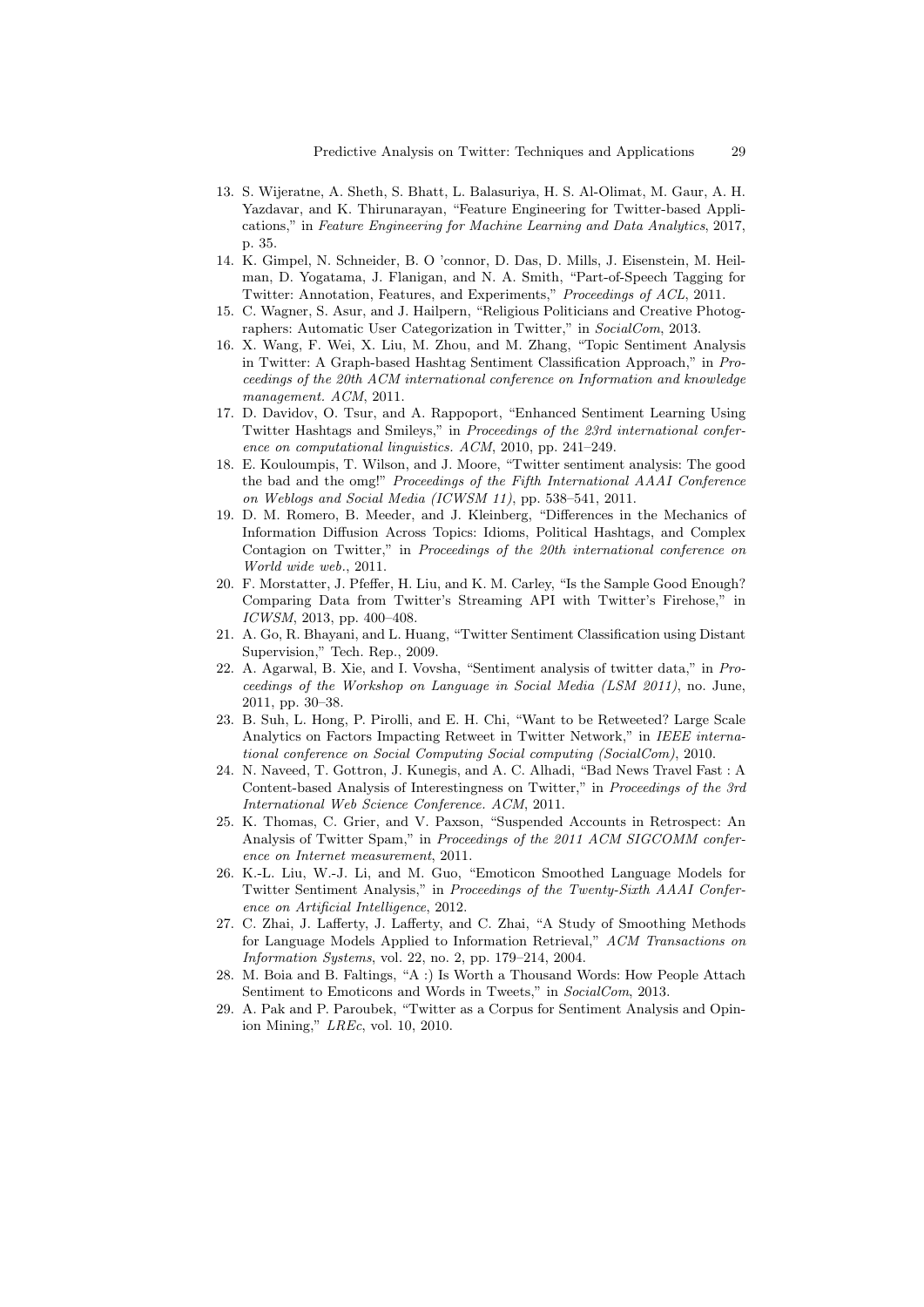13. S. Wijeratne, A. Sheth, S. Bhatt, L. Balasuriya, H. S. Al-Olimat, M. Gaur, A. H. Yazdavar, and K. Thirunarayan, "Feature Engineering for Twitter-based Applications," in *Feature Engineering for Machine Learning and Data Analytics*, 2017, p. 35.
14. K. Gimpel, N. Schneider, B. O 'connor, D. Das, D. Mills, J. Eisenstein, M. Heilman, D. Yogatama, J. Flanigan, and N. A. Smith, "Part-of-Speech Tagging for Twitter: Annotation, Features, and Experiments," *Proceedings of ACL*, 2011.
15. C. Wagner, S. Asur, and J. Hailpern, "Religious Politicians and Creative Photographers: Automatic User Categorization in Twitter," in *SocialCom*, 2013.
16. X. Wang, F. Wei, X. Liu, M. Zhou, and M. Zhang, "Topic Sentiment Analysis in Twitter: A Graph-based Hashtag Sentiment Classification Approach," in *Proceedings of the 20th ACM international conference on Information and knowledge management. ACM*, 2011.
17. D. Davidov, O. Tsur, and A. Rappoport, "Enhanced Sentiment Learning Using Twitter Hashtags and Smileys," in *Proceedings of the 23rd international conference on computational linguistics. ACM*, 2010, pp. 241–249.
18. E. Kouloumpis, T. Wilson, and J. Moore, "Twitter sentiment analysis: The good the bad and the omg!" *Proceedings of the Fifth International AAAI Conference on Weblogs and Social Media (ICWSM 11)*, pp. 538–541, 2011.
19. D. M. Romero, B. Meeder, and J. Kleinberg, "Differences in the Mechanics of Information Diffusion Across Topics: Idioms, Political Hashtags, and Complex Contagion on Twitter," in *Proceedings of the 20th international conference on World wide web.*, 2011.
20. F. Morstatter, J. Pfeffer, H. Liu, and K. M. Carley, "Is the Sample Good Enough? Comparing Data from Twitter's Streaming API with Twitter's Firehose," in *ICWSM*, 2013, pp. 400–408.
21. A. Go, R. Bhayani, and L. Huang, "Twitter Sentiment Classification using Distant Supervision," Tech. Rep., 2009.
22. A. Agarwal, B. Xie, and I. Vovsha, "Sentiment analysis of twitter data," in *Proceedings of the Workshop on Language in Social Media (LSM 2011)*, no. June, 2011, pp. 30–38.
23. B. Suh, L. Hong, P. Pirolli, and E. H. Chi, "Want to be Retweeted? Large Scale Analytics on Factors Impacting Retweet in Twitter Network," in *IEEE international conference on Social Computing Social computing (SocialCom)*, 2010.
24. N. Naveed, T. Gottron, J. Kunegis, and A. C. Alhadi, "Bad News Travel Fast : A Content-based Analysis of Interestingness on Twitter," in *Proceedings of the 3rd International Web Science Conference. ACM*, 2011.
25. K. Thomas, C. Grier, and V. Paxson, "Suspended Accounts in Retrospect: An Analysis of Twitter Spam," in *Proceedings of the 2011 ACM SIGCOMM conference on Internet measurement*, 2011.
26. K.-L. Liu, W.-J. Li, and M. Guo, "Emoticon Smoothed Language Models for Twitter Sentiment Analysis," in *Proceedings of the Twenty-Sixth AAAI Conference on Artificial Intelligence*, 2012.
27. C. Zhai, J. Lafferty, J. Lafferty, and C. Zhai, "A Study of Smoothing Methods for Language Models Applied to Information Retrieval," *ACM Transactions on Information Systems*, vol. 22, no. 2, pp. 179–214, 2004.
28. M. Boia and B. Faltings, "A :) Is Worth a Thousand Words: How People Attach Sentiment to Emoticons and Words in Tweets," in *SocialCom*, 2013.
29. A. Pak and P. Paroubek, "Twitter as a Corpus for Sentiment Analysis and Opinion Mining," *LREc*, vol. 10, 2010.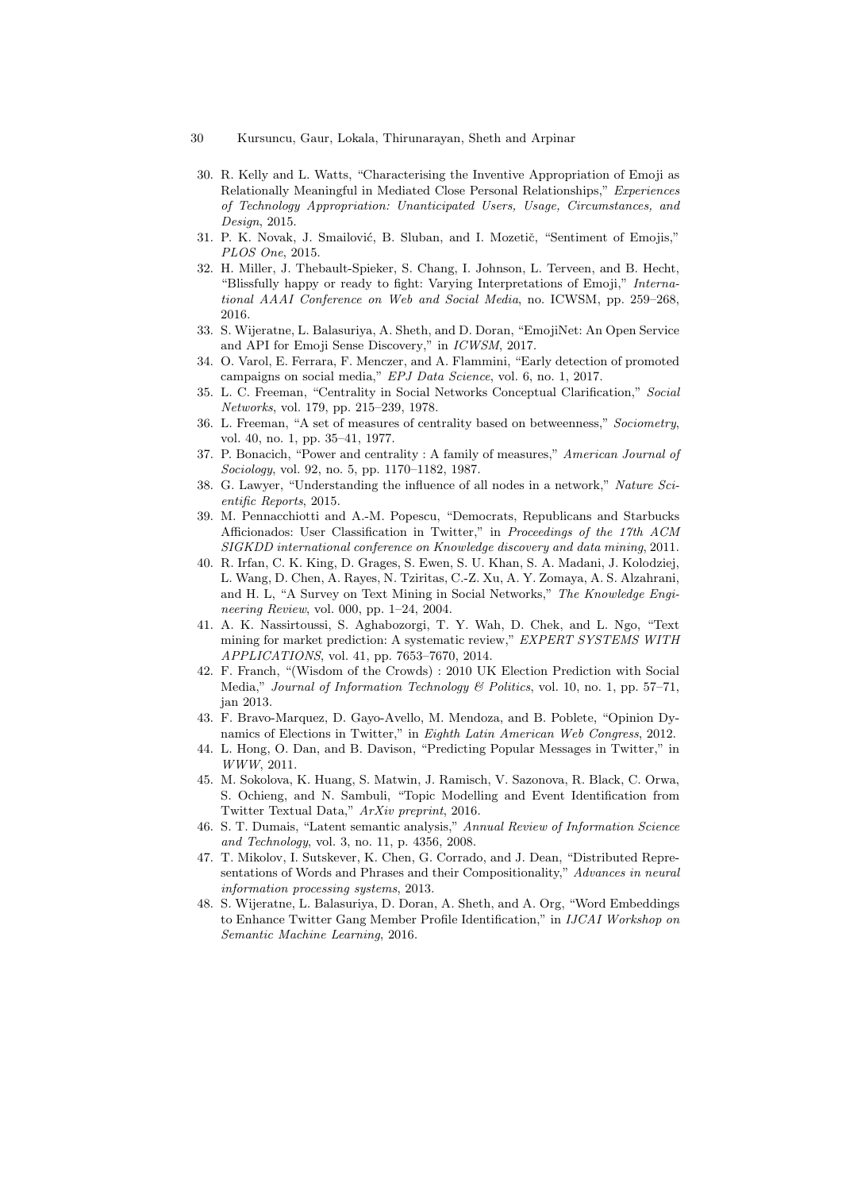30. R. Kelly and L. Watts, "Characterising the Inventive Appropriation of Emoji as Relationally Meaningful in Mediated Close Personal Relationships," *Experiences of Technology Appropriation: Unanticipated Users, Usage, Circumstances, and Design*, 2015.
31. P. K. Novak, J. Smailović, B. Sluban, and I. Mozetič, "Sentiment of Emojis," *PLOS One*, 2015.
32. H. Miller, J. Thebault-Spieker, S. Chang, I. Johnson, L. Terveen, and B. Hecht, "Blissfully happy or ready to fight: Varying Interpretations of Emoji," *International AAAI Conference on Web and Social Media*, no. ICWSM, pp. 259–268, 2016.
33. S. Wijeratne, L. Balasuriya, A. Sheth, and D. Doran, "EmojiNet: An Open Service and API for Emoji Sense Discovery," in *ICWSM*, 2017.
34. O. Varol, E. Ferrara, F. Menczer, and A. Flammini, "Early detection of promoted campaigns on social media," *EPJ Data Science*, vol. 6, no. 1, 2017.
35. L. C. Freeman, "Centrality in Social Networks Conceptual Clarification," *Social Networks*, vol. 179, pp. 215–239, 1978.
36. L. Freeman, "A set of measures of centrality based on betweenness," *Sociometry*, vol. 40, no. 1, pp. 35–41, 1977.
37. P. Bonacich, "Power and centrality : A family of measures," *American Journal of Sociology*, vol. 92, no. 5, pp. 1170–1182, 1987.
38. G. Lawyer, "Understanding the influence of all nodes in a network," *Nature Scientific Reports*, 2015.
39. M. Pennacchiotti and A.-M. Popescu, "Democrats, Republicans and Starbucks Afficionados: User Classification in Twitter," in *Proceedings of the 17th ACM SIGKDD international conference on Knowledge discovery and data mining*, 2011.
40. R. Irfan, C. K. King, D. Grages, S. Ewen, S. U. Khan, S. A. Madani, J. Kolodziej, L. Wang, D. Chen, A. Rayes, N. Tziritas, C.-Z. Xu, A. Y. Zomaya, A. S. Alzahrani, and H. L, "A Survey on Text Mining in Social Networks," *The Knowledge Engineering Review*, vol. 000, pp. 1–24, 2004.
41. A. K. Nassirtoussi, S. Aghabozorgi, T. Y. Wah, D. Chek, and L. Ngo, "Text mining for market prediction: A systematic review," *EXPERT SYSTEMS WITH APPLICATIONS*, vol. 41, pp. 7653–7670, 2014.
42. F. Franch, "(Wisdom of the Crowds) : 2010 UK Election Prediction with Social Media," *Journal of Information Technology & Politics*, vol. 10, no. 1, pp. 57–71, jan 2013.
43. F. Bravo-Marquez, D. Gayo-Avello, M. Mendoza, and B. Poblete, "Opinion Dynamics of Elections in Twitter," in *Eighth Latin American Web Congress*, 2012.
44. L. Hong, O. Dan, and B. Davison, "Predicting Popular Messages in Twitter," in *WWW*, 2011.
45. M. Sokolova, K. Huang, S. Matwin, J. Ramisch, V. Sazonova, R. Black, C. Orwa, S. Ochieng, and N. Sambuli, "Topic Modelling and Event Identification from Twitter Textual Data," *ArXiv preprint*, 2016.
46. S. T. Dumais, "Latent semantic analysis," *Annual Review of Information Science and Technology*, vol. 3, no. 11, p. 4356, 2008.
47. T. Mikolov, I. Sutskever, K. Chen, G. Corrado, and J. Dean, "Distributed Representations of Words and Phrases and their Compositionality," *Advances in neural information processing systems*, 2013.
48. S. Wijeratne, L. Balasuriya, D. Doran, A. Sheth, and A. Org, "Word Embeddings to Enhance Twitter Gang Member Profile Identification," in *IJCAI Workshop on Semantic Machine Learning*, 2016.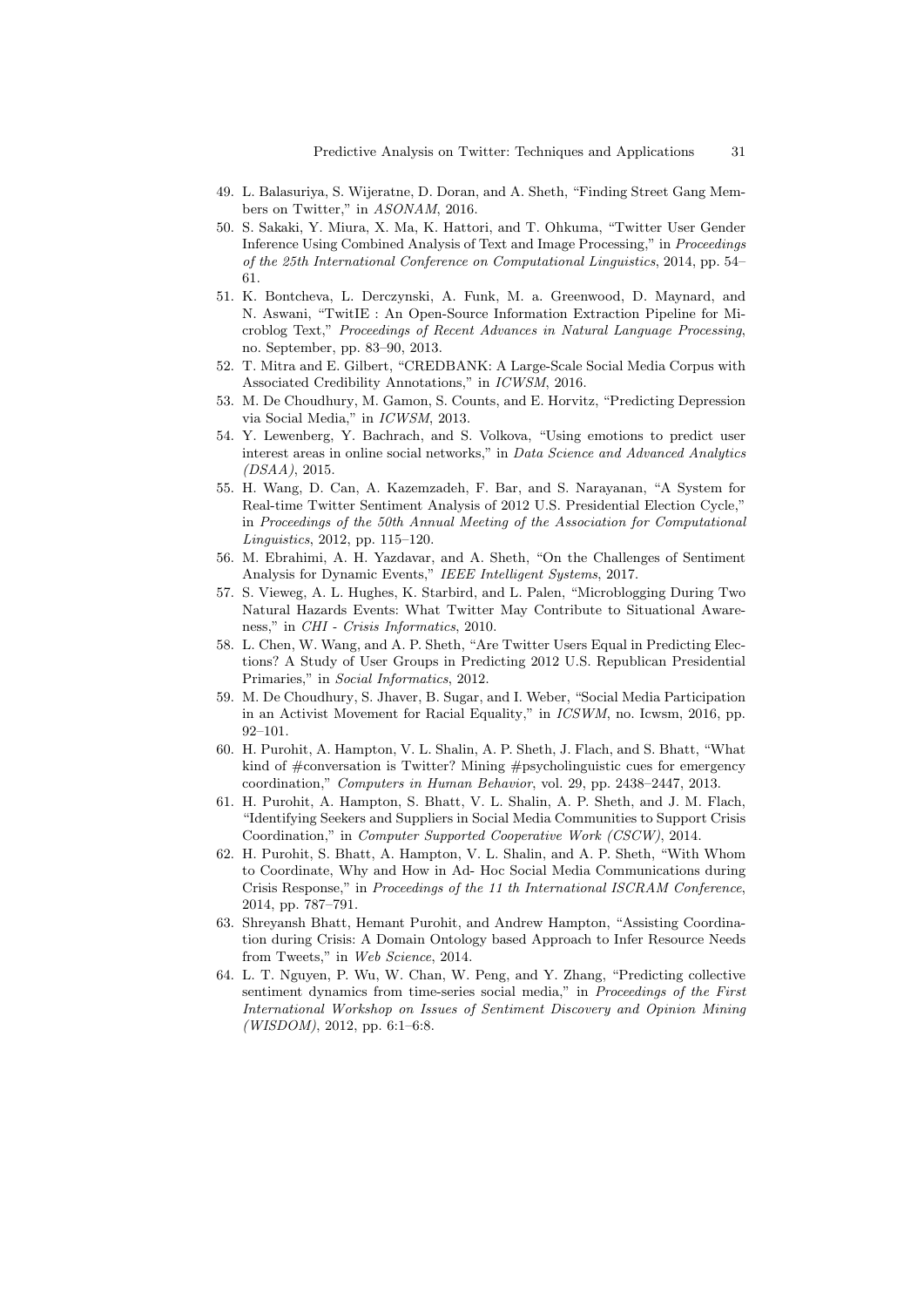49. L. Balasuriya, S. Wijeratne, D. Doran, and A. Sheth, "Finding Street Gang Members on Twitter," in *ASONAM*, 2016.
50. S. Sakaki, Y. Miura, X. Ma, K. Hattori, and T. Ohkuma, "Twitter User Gender Inference Using Combined Analysis of Text and Image Processing," in *Proceedings of the 25th International Conference on Computational Linguistics*, 2014, pp. 54–61.
51. K. Bontcheva, L. Derczynski, A. Funk, M. a. Greenwood, D. Maynard, and N. Aswani, "TwitIE : An Open-Source Information Extraction Pipeline for Microblog Text," *Proceedings of Recent Advances in Natural Language Processing*, no. September, pp. 83–90, 2013.
52. T. Mitra and E. Gilbert, "CREDBANK: A Large-Scale Social Media Corpus with Associated Credibility Annotations," in *ICWSM*, 2016.
53. M. De Choudhury, M. Gamon, S. Counts, and E. Horvitz, "Predicting Depression via Social Media," in *ICWSM*, 2013.
54. Y. Lewenberg, Y. Bachrach, and S. Volkova, "Using emotions to predict user interest areas in online social networks," in *Data Science and Advanced Analytics (DSAA)*, 2015.
55. H. Wang, D. Can, A. Kazemzadeh, F. Bar, and S. Narayanan, "A System for Real-time Twitter Sentiment Analysis of 2012 U.S. Presidential Election Cycle," in *Proceedings of the 50th Annual Meeting of the Association for Computational Linguistics*, 2012, pp. 115–120.
56. M. Ebrahimi, A. H. Yazdavar, and A. Sheth, "On the Challenges of Sentiment Analysis for Dynamic Events," *IEEE Intelligent Systems*, 2017.
57. S. Vieweg, A. L. Hughes, K. Starbird, and L. Palen, "Microblogging During Two Natural Hazards Events: What Twitter May Contribute to Situational Awareness," in *CHI - Crisis Informatics*, 2010.
58. L. Chen, W. Wang, and A. P. Sheth, "Are Twitter Users Equal in Predicting Elections? A Study of User Groups in Predicting 2012 U.S. Republican Presidential Primaries," in *Social Informatics*, 2012.
59. M. De Choudhury, S. Jhaver, B. Sugar, and I. Weber, "Social Media Participation in an Activist Movement for Racial Equality," in *ICSWM*, no. Icwsm, 2016, pp. 92–101.
60. H. Purohit, A. Hampton, V. L. Shalin, A. P. Sheth, J. Flach, and S. Bhatt, "What kind of #conversation is Twitter? Mining #psycholinguistic cues for emergency coordination," *Computers in Human Behavior*, vol. 29, pp. 2438–2447, 2013.
61. H. Purohit, A. Hampton, S. Bhatt, V. L. Shalin, A. P. Sheth, and J. M. Flach, "Identifying Seekers and Suppliers in Social Media Communities to Support Crisis Coordination," in *Computer Supported Cooperative Work (CSCW)*, 2014.
62. H. Purohit, S. Bhatt, A. Hampton, V. L. Shalin, and A. P. Sheth, "With Whom to Coordinate, Why and How in Ad- Hoc Social Media Communications during Crisis Response," in *Proceedings of the 11 th International ISCRAM Conference*, 2014, pp. 787–791.
63. Shreyansh Bhatt, Hemant Purohit, and Andrew Hampton, "Assisting Coordination during Crisis: A Domain Ontology based Approach to Infer Resource Needs from Tweets," in *Web Science*, 2014.
64. L. T. Nguyen, P. Wu, W. Chan, W. Peng, and Y. Zhang, "Predicting collective sentiment dynamics from time-series social media," in *Proceedings of the First International Workshop on Issues of Sentiment Discovery and Opinion Mining (WISDOM)*, 2012, pp. 6:1–6:8.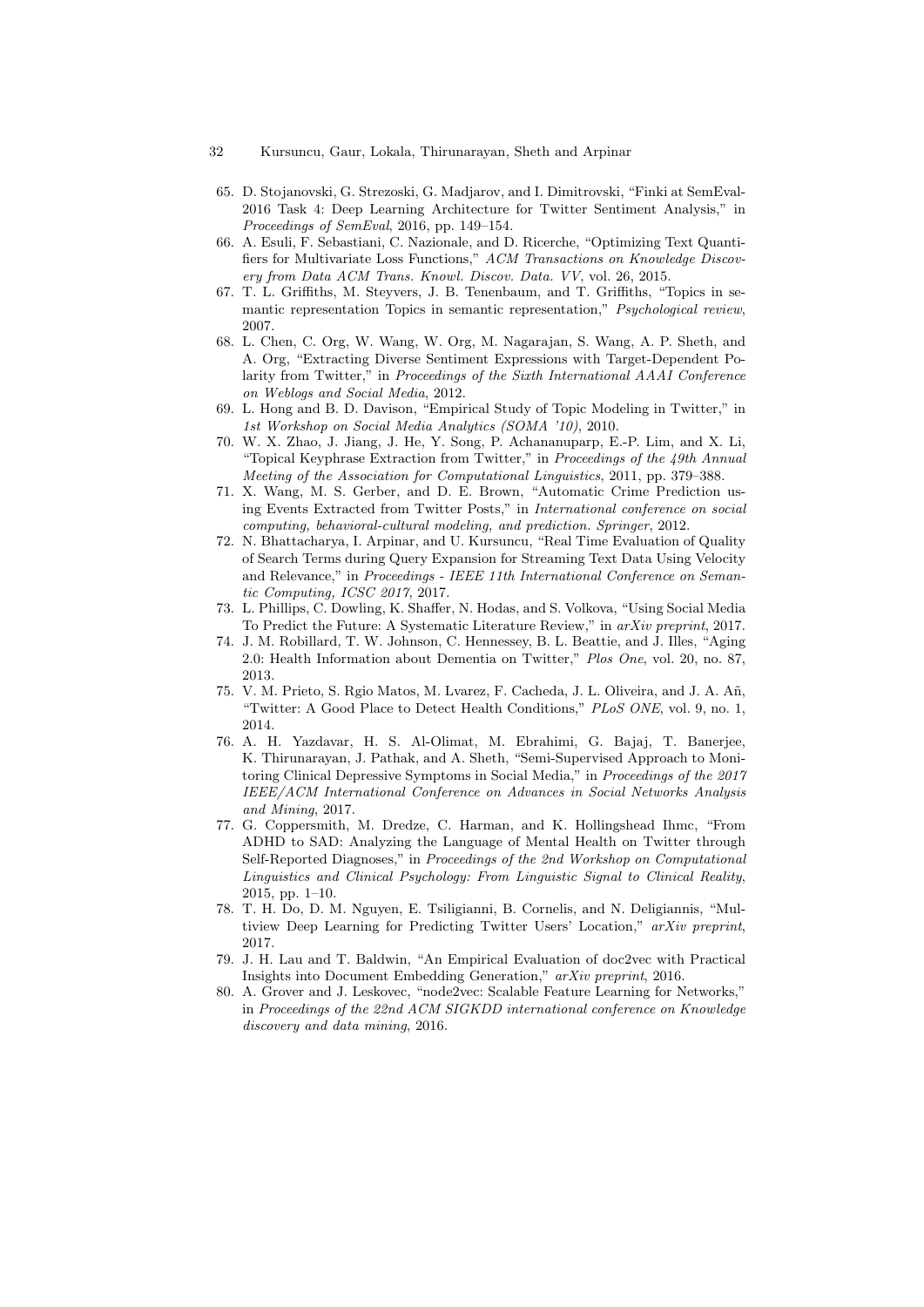65. D. Stojanovski, G. Strezoski, G. Madjarov, and I. Dimitrovski, "Finki at SemEval-2016 Task 4: Deep Learning Architecture for Twitter Sentiment Analysis," in *Proceedings of SemEval*, 2016, pp. 149–154.
66. A. Esuli, F. Sebastiani, C. Nazionale, and D. Ricerche, "Optimizing Text Quantifiers for Multivariate Loss Functions," *ACM Transactions on Knowledge Discovery from Data ACM Trans. Knowl. Discov. Data. VV*, vol. 26, 2015.
67. T. L. Griffiths, M. Steyvers, J. B. Tenenbaum, and T. Griffiths, "Topics in semantic representation Topics in semantic representation," *Psychological review*, 2007.
68. L. Chen, C. Org, W. Wang, W. Org, M. Nagarajan, S. Wang, A. P. Sheth, and A. Org, "Extracting Diverse Sentiment Expressions with Target-Dependent Polarity from Twitter," in *Proceedings of the Sixth International AAAI Conference on Weblogs and Social Media*, 2012.
69. L. Hong and B. D. Davison, "Empirical Study of Topic Modeling in Twitter," in *1st Workshop on Social Media Analytics (SOMA '10)*, 2010.
70. W. X. Zhao, J. Jiang, J. He, Y. Song, P. Achananuparp, E.-P. Lim, and X. Li, "Topical Keyphrase Extraction from Twitter," in *Proceedings of the 49th Annual Meeting of the Association for Computational Linguistics*, 2011, pp. 379–388.
71. X. Wang, M. S. Gerber, and D. E. Brown, "Automatic Crime Prediction using Events Extracted from Twitter Posts," in *International conference on social computing, behavioral-cultural modeling, and prediction. Springer*, 2012.
72. N. Bhattacharya, I. Arpinar, and U. Kursuncu, "Real Time Evaluation of Quality of Search Terms during Query Expansion for Streaming Text Data Using Velocity and Relevance," in *Proceedings - IEEE 11th International Conference on Semantic Computing, ICSC 2017*, 2017.
73. L. Phillips, C. Dowling, K. Shaffer, N. Hodas, and S. Volkova, "Using Social Media To Predict the Future: A Systematic Literature Review," in *arXiv preprint*, 2017.
74. J. M. Robillard, T. W. Johnson, C. Hennessey, B. L. Beattie, and J. Illes, "Aging 2.0: Health Information about Dementia on Twitter," *Plos One*, vol. 20, no. 87, 2013.
75. V. M. Prieto, S. Rgio Matos, M. Lvarez, F. Cacheda, J. L. Oliveira, and J. A. Añ, "Twitter: A Good Place to Detect Health Conditions," *PLoS ONE*, vol. 9, no. 1, 2014.
76. A. H. Yazdavar, H. S. Al-Olimat, M. Ebrahimi, G. Bajaj, T. Banerjee, K. Thirunarayan, J. Pathak, and A. Sheth, "Semi-Supervised Approach to Monitoring Clinical Depressive Symptoms in Social Media," in *Proceedings of the 2017 IEEE/ACM International Conference on Advances in Social Networks Analysis and Mining*, 2017.
77. G. Coppersmith, M. Dredze, C. Harman, and K. Hollingshead Ihmc, "From ADHD to SAD: Analyzing the Language of Mental Health on Twitter through Self-Reported Diagnoses," in *Proceedings of the 2nd Workshop on Computational Linguistics and Clinical Psychology: From Linguistic Signal to Clinical Reality*, 2015, pp. 1–10.
78. T. H. Do, D. M. Nguyen, E. Tsiligianni, B. Cornelis, and N. Deligiannis, "Multiview Deep Learning for Predicting Twitter Users' Location," *arXiv preprint*, 2017.
79. J. H. Lau and T. Baldwin, "An Empirical Evaluation of doc2vec with Practical Insights into Document Embedding Generation," *arXiv preprint*, 2016.
80. A. Grover and J. Leskovec, "node2vec: Scalable Feature Learning for Networks," in *Proceedings of the 22nd ACM SIGKDD international conference on Knowledge discovery and data mining*, 2016.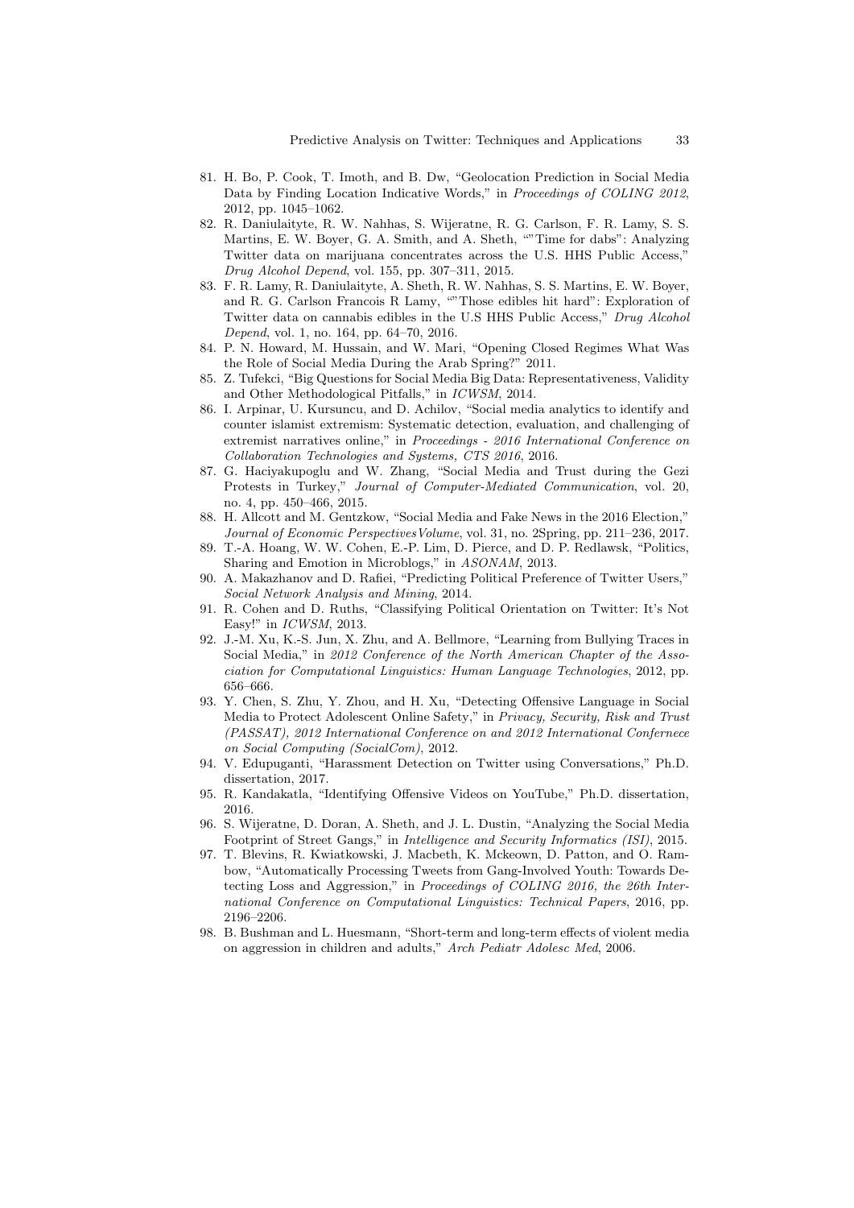81. H. Bo, P. Cook, T. Imoth, and B. Dw, "Geolocation Prediction in Social Media Data by Finding Location Indicative Words," in *Proceedings of COLING 2012*, 2012, pp. 1045–1062.
82. R. Daniulaityte, R. W. Nahhas, S. Wijeratne, R. G. Carlson, F. R. Lamy, S. S. Martins, E. W. Boyer, G. A. Smith, and A. Sheth, ""Time for dabs": Analyzing Twitter data on marijuana concentrates across the U.S. HHS Public Access," *Drug Alcohol Depend*, vol. 155, pp. 307–311, 2015.
83. F. R. Lamy, R. Daniulaityte, A. Sheth, R. W. Nahhas, S. S. Martins, E. W. Boyer, and R. G. Carlson Francois R Lamy, ""Those edibles hit hard": Exploration of Twitter data on cannabis edibles in the U.S HHS Public Access," *Drug Alcohol Depend*, vol. 1, no. 164, pp. 64–70, 2016.
84. P. N. Howard, M. Hussain, and W. Mari, "Opening Closed Regimes What Was the Role of Social Media During the Arab Spring?" 2011.
85. Z. Tufekci, "Big Questions for Social Media Big Data: Representativeness, Validity and Other Methodological Pitfalls," in *ICWSM*, 2014.
86. I. Arpinar, U. Kursuncu, and D. Achilov, "Social media analytics to identify and counter islamist extremism: Systematic detection, evaluation, and challenging of extremist narratives online," in *Proceedings - 2016 International Conference on Collaboration Technologies and Systems, CTS 2016*, 2016.
87. G. Haciyakupoglu and W. Zhang, "Social Media and Trust during the Gezi Protests in Turkey," *Journal of Computer-Mediated Communication*, vol. 20, no. 4, pp. 450–466, 2015.
88. H. Allcott and M. Gentzkow, "Social Media and Fake News in the 2016 Election," *Journal of Economic PerspectivesVolume*, vol. 31, no. 2Spring, pp. 211–236, 2017.
89. T.-A. Hoang, W. W. Cohen, E.-P. Lim, D. Pierce, and D. P. Redlawsk, "Politics, Sharing and Emotion in Microblogs," in *ASONAM*, 2013.
90. A. Makazhanov and D. Rafiei, "Predicting Political Preference of Twitter Users," *Social Network Analysis and Mining*, 2014.
91. R. Cohen and D. Ruths, "Classifying Political Orientation on Twitter: It's Not Easy!" in *ICWSM*, 2013.
92. J.-M. Xu, K.-S. Jun, X. Zhu, and A. Bellmore, "Learning from Bullying Traces in Social Media," in *2012 Conference of the North American Chapter of the Association for Computational Linguistics: Human Language Technologies*, 2012, pp. 656–666.
93. Y. Chen, S. Zhu, Y. Zhou, and H. Xu, "Detecting Offensive Language in Social Media to Protect Adolescent Online Safety," in *Privacy, Security, Risk and Trust (PASSAT), 2012 International Conference on and 2012 International Confernece on Social Computing (SocialCom)*, 2012.
94. V. Edupuganti, "Harassment Detection on Twitter using Conversations," Ph.D. dissertation, 2017.
95. R. Kandakatla, "Identifying Offensive Videos on YouTube," Ph.D. dissertation, 2016.
96. S. Wijeratne, D. Doran, A. Sheth, and J. L. Dustin, "Analyzing the Social Media Footprint of Street Gangs," in *Intelligence and Security Informatics (ISI)*, 2015.
97. T. Blevins, R. Kwiatkowski, J. Macbeth, K. Mckeown, D. Patton, and O. Rambow, "Automatically Processing Tweets from Gang-Involved Youth: Towards Detecting Loss and Aggression," in *Proceedings of COLING 2016, the 26th International Conference on Computational Linguistics: Technical Papers*, 2016, pp. 2196–2206.
98. B. Bushman and L. Huesmann, "Short-term and long-term effects of violent media on aggression in children and adults," *Arch Pediatr Adolesc Med*, 2006.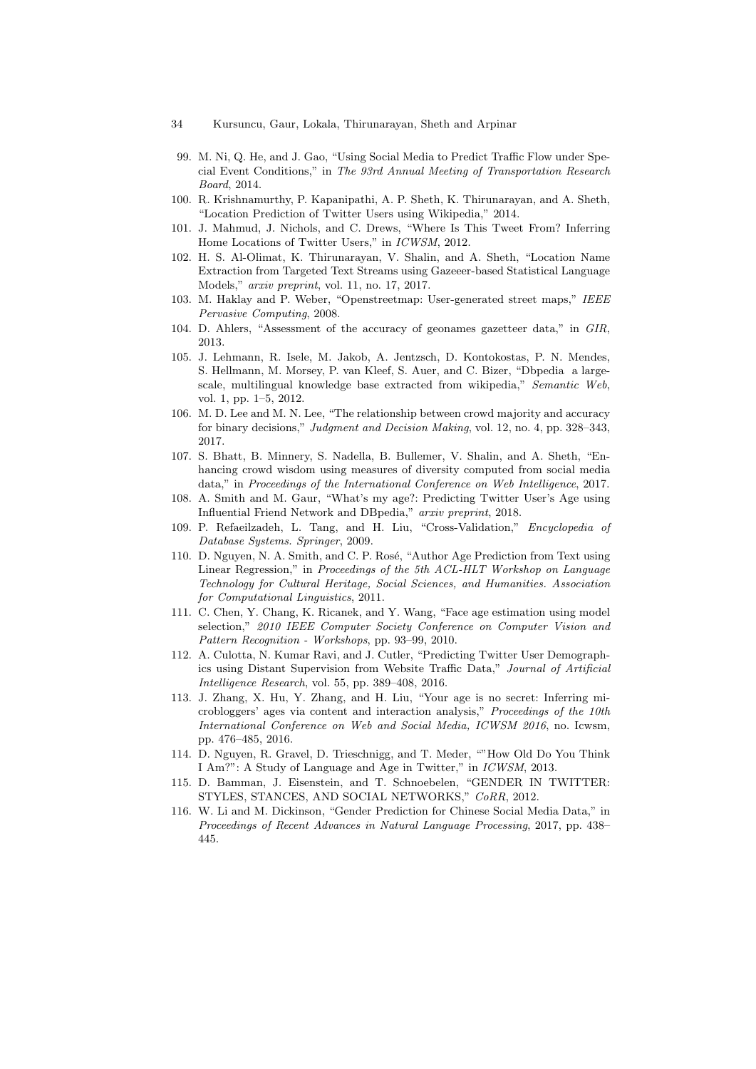99. M. Ni, Q. He, and J. Gao, "Using Social Media to Predict Traffic Flow under Special Event Conditions," in *The 93rd Annual Meeting of Transportation Research Board*, 2014.
100. R. Krishnamurthy, P. Kapanipathi, A. P. Sheth, K. Thirunarayan, and A. Sheth, "Location Prediction of Twitter Users using Wikipedia," 2014.
101. J. Mahmud, J. Nichols, and C. Drews, "Where Is This Tweet From? Inferring Home Locations of Twitter Users," in *ICWSM*, 2012.
102. H. S. Al-Olimat, K. Thirunarayan, V. Shalin, and A. Sheth, "Location Name Extraction from Targeted Text Streams using Gazeeer-based Statistical Language Models," *arxiv preprint*, vol. 11, no. 17, 2017.
103. M. Haklay and P. Weber, "Openstreetmap: User-generated street maps," *IEEE Pervasive Computing*, 2008.
104. D. Ahlers, "Assessment of the accuracy of geonames gazetteer data," in *GIR*, 2013.
105. J. Lehmann, R. Isele, M. Jakob, A. Jentzsch, D. Kontokostas, P. N. Mendes, S. Hellmann, M. Morsey, P. van Kleef, S. Auer, and C. Bizer, "Dbpedia a large-scale, multilingual knowledge base extracted from wikipedia," *Semantic Web*, vol. 1, pp. 1–5, 2012.
106. M. D. Lee and M. N. Lee, "The relationship between crowd majority and accuracy for binary decisions," *Judgment and Decision Making*, vol. 12, no. 4, pp. 328–343, 2017.
107. S. Bhatt, B. Minnery, S. Nadella, B. Bullemer, V. Shalin, and A. Sheth, "Enhancing crowd wisdom using measures of diversity computed from social media data," in *Proceedings of the International Conference on Web Intelligence*, 2017.
108. A. Smith and M. Gaur, "What's my age?: Predicting Twitter User's Age using Influential Friend Network and DBpedia," *arxiv preprint*, 2018.
109. P. Refaeilzadeh, L. Tang, and H. Liu, "Cross-Validation," *Encyclopedia of Database Systems. Springer*, 2009.
110. D. Nguyen, N. A. Smith, and C. P. Rosé, "Author Age Prediction from Text using Linear Regression," in *Proceedings of the 5th ACL-HLT Workshop on Language Technology for Cultural Heritage, Social Sciences, and Humanities. Association for Computational Linguistics*, 2011.
111. C. Chen, Y. Chang, K. Ricanek, and Y. Wang, "Face age estimation using model selection," *2010 IEEE Computer Society Conference on Computer Vision and Pattern Recognition - Workshops*, pp. 93–99, 2010.
112. A. Culotta, N. Kumar Ravi, and J. Cutler, "Predicting Twitter User Demographics using Distant Supervision from Website Traffic Data," *Journal of Artificial Intelligence Research*, vol. 55, pp. 389–408, 2016.
113. J. Zhang, X. Hu, Y. Zhang, and H. Liu, "Your age is no secret: Inferring microbloggers' ages via content and interaction analysis," *Proceedings of the 10th International Conference on Web and Social Media, ICWSM 2016*, no. Icwsm, pp. 476–485, 2016.
114. D. Nguyen, R. Gravel, D. Trieschnigg, and T. Meder, ""How Old Do You Think I Am?": A Study of Language and Age in Twitter," in *ICWSM*, 2013.
115. D. Bamman, J. Eisenstein, and T. Schnoebelen, "GENDER IN TWITTER: STYLES, STANCES, AND SOCIAL NETWORKS," *CoRR*, 2012.
116. W. Li and M. Dickinson, "Gender Prediction for Chinese Social Media Data," in *Proceedings of Recent Advances in Natural Language Processing*, 2017, pp. 438–445.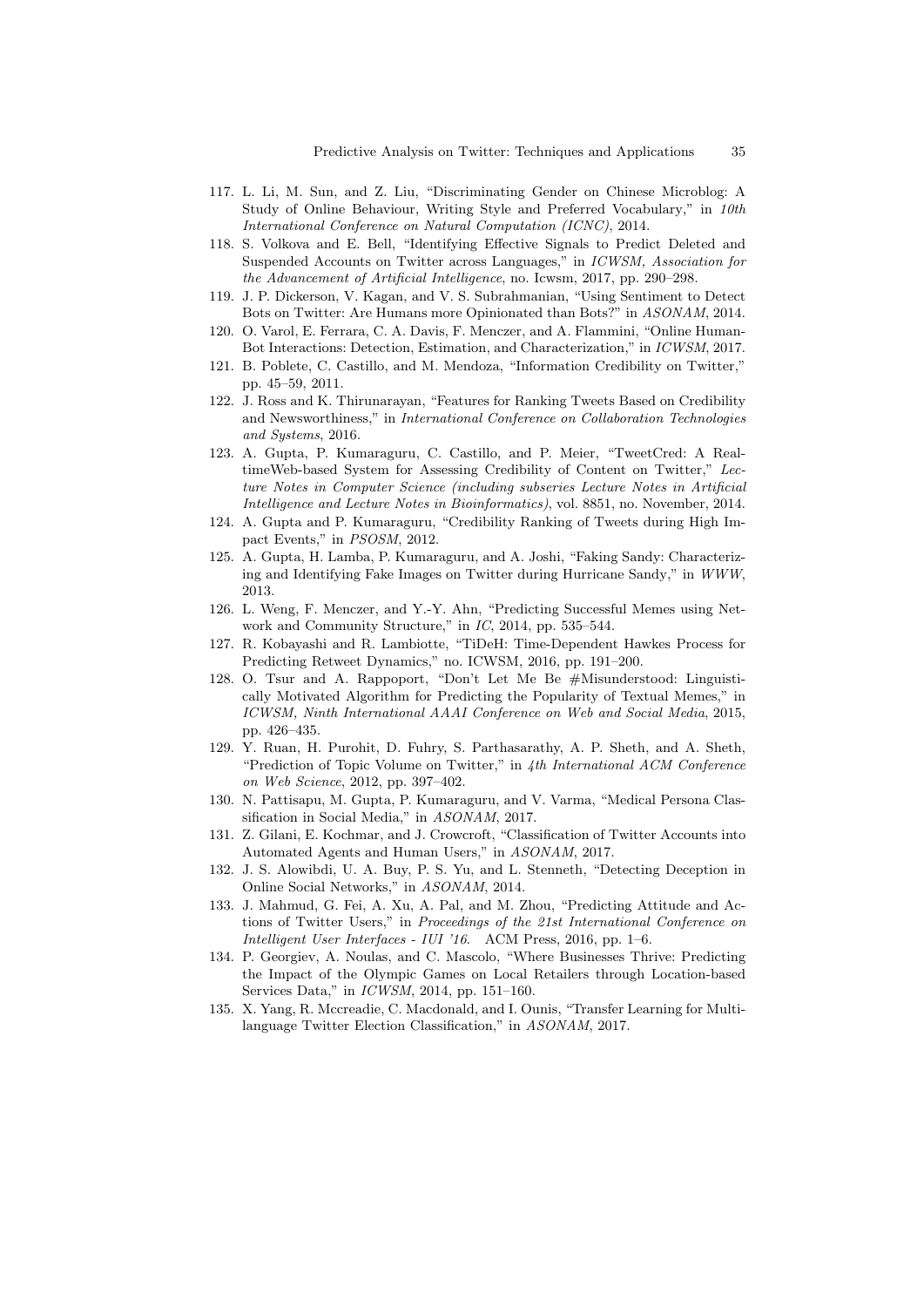117. L. Li, M. Sun, and Z. Liu, "Discriminating Gender on Chinese Microblog: A Study of Online Behaviour, Writing Style and Preferred Vocabulary," in *10th International Conference on Natural Computation (ICNC)*, 2014.
118. S. Volkova and E. Bell, "Identifying Effective Signals to Predict Deleted and Suspended Accounts on Twitter across Languages," in *ICWSM, Association for the Advancement of Artificial Intelligence*, no. Icwsm, 2017, pp. 290–298.
119. J. P. Dickerson, V. Kagan, and V. S. Subrahmanian, "Using Sentiment to Detect Bots on Twitter: Are Humans more Opinionated than Bots?" in *ASONAM*, 2014.
120. O. Varol, E. Ferrara, C. A. Davis, F. Menczer, and A. Flammini, "Online Human-Bot Interactions: Detection, Estimation, and Characterization," in *ICWSM*, 2017.
121. B. Poblete, C. Castillo, and M. Mendoza, "Information Credibility on Twitter," pp. 45–59, 2011.
122. J. Ross and K. Thirunarayan, "Features for Ranking Tweets Based on Credibility and Newsworthiness," in *International Conference on Collaboration Technologies and Systems*, 2016.
123. A. Gupta, P. Kumaraguru, C. Castillo, and P. Meier, "TweetCred: A Real-timeWeb-based System for Assessing Credibility of Content on Twitter," *Lecture Notes in Computer Science (including subseries Lecture Notes in Artificial Intelligence and Lecture Notes in Bioinformatics)*, vol. 8851, no. November, 2014.
124. A. Gupta and P. Kumaraguru, "Credibility Ranking of Tweets during High Impact Events," in *PSOSM*, 2012.
125. A. Gupta, H. Lamba, P. Kumaraguru, and A. Joshi, "Faking Sandy: Characterizing and Identifying Fake Images on Twitter during Hurricane Sandy," in *WWW*, 2013.
126. L. Weng, F. Menczer, and Y.-Y. Ahn, "Predicting Successful Memes using Network and Community Structure," in *IC*, 2014, pp. 535–544.
127. R. Kobayashi and R. Lambiotte, "TiDeH: Time-Dependent Hawkes Process for Predicting Retweet Dynamics," no. ICWSM, 2016, pp. 191–200.
128. O. Tsur and A. Rappoport, "Don't Let Me Be #Misunderstood: Linguistically Motivated Algorithm for Predicting the Popularity of Textual Memes," in *ICWSM, Ninth International AAAI Conference on Web and Social Media*, 2015, pp. 426–435.
129. Y. Ruan, H. Purohit, D. Fuhry, S. Parthasarathy, A. P. Sheth, and A. Sheth, "Prediction of Topic Volume on Twitter," in *4th International ACM Conference on Web Science*, 2012, pp. 397–402.
130. N. Pattisapu, M. Gupta, P. Kumaraguru, and V. Varma, "Medical Persona Classification in Social Media," in *ASONAM*, 2017.
131. Z. Gilani, E. Kochmar, and J. Crowcroft, "Classification of Twitter Accounts into Automated Agents and Human Users," in *ASONAM*, 2017.
132. J. S. Alowibdi, U. A. Buy, P. S. Yu, and L. Stenneth, "Detecting Deception in Online Social Networks," in *ASONAM*, 2014.
133. J. Mahmud, G. Fei, A. Xu, A. Pal, and M. Zhou, "Predicting Attitude and Actions of Twitter Users," in *Proceedings of the 21st International Conference on Intelligent User Interfaces - IUI '16*. ACM Press, 2016, pp. 1–6.
134. P. Georgiev, A. Noulas, and C. Mascolo, "Where Businesses Thrive: Predicting the Impact of the Olympic Games on Local Retailers through Location-based Services Data," in *ICWSM*, 2014, pp. 151–160.
135. X. Yang, R. Mccreadie, C. Macdonald, and I. Ounis, "Transfer Learning for Multi-language Twitter Election Classification," in *ASONAM*, 2017.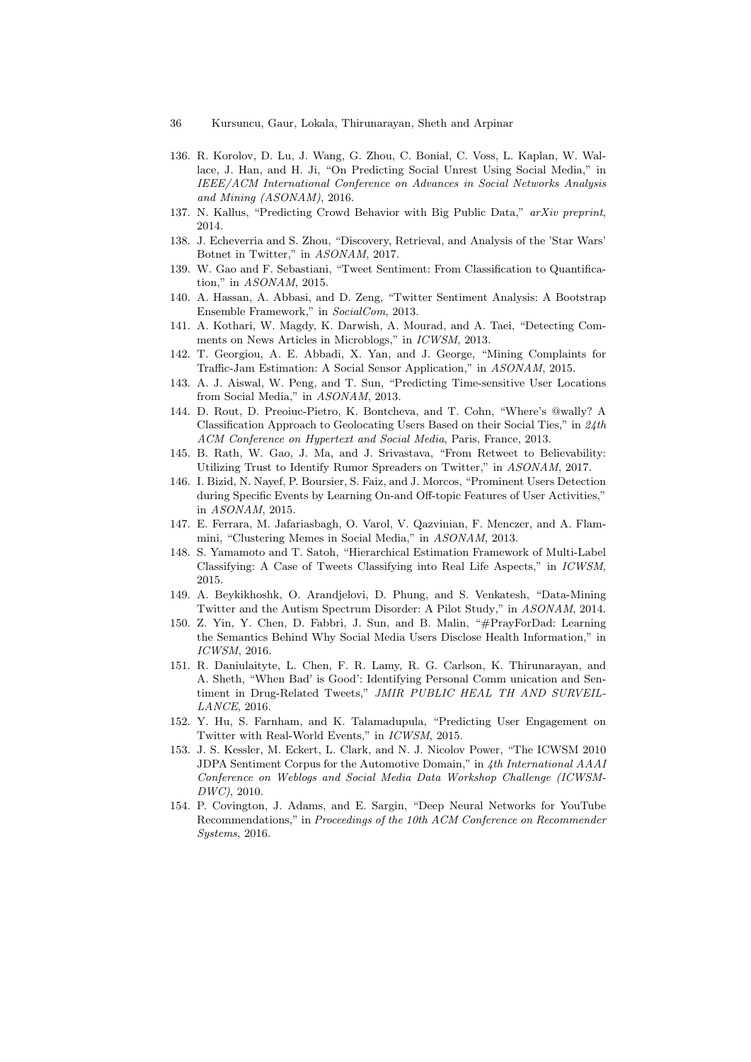136. R. Korolov, D. Lu, J. Wang, G. Zhou, C. Bonial, C. Voss, L. Kaplan, W. Wallace, J. Han, and H. Ji, "On Predicting Social Unrest Using Social Media," in *IEEE/ACM International Conference on Advances in Social Networks Analysis and Mining (ASONAM)*, 2016.
137. N. Kallus, "Predicting Crowd Behavior with Big Public Data," *arXiv preprint*, 2014.
138. J. Echeverria and S. Zhou, "Discovery, Retrieval, and Analysis of the 'Star Wars' Botnet in Twitter," in *ASONAM*, 2017.
139. W. Gao and F. Sebastiani, "Tweet Sentiment: From Classification to Quantification," in *ASONAM*, 2015.
140. A. Hassan, A. Abbasi, and D. Zeng, "Twitter Sentiment Analysis: A Bootstrap Ensemble Framework," in *SocialCom*, 2013.
141. A. Kothari, W. Magdy, K. Darwish, A. Mourad, and A. Taei, "Detecting Comments on News Articles in Microblogs," in *ICWSM*, 2013.
142. T. Georgiou, A. E. Abbadi, X. Yan, and J. George, "Mining Complaints for Traffic-Jam Estimation: A Social Sensor Application," in *ASONAM*, 2015.
143. A. J. Aiswal, W. Peng, and T. Sun, "Predicting Time-sensitive User Locations from Social Media," in *ASONAM*, 2013.
144. D. Rout, D. Preoiuc-Pietro, K. Bontcheva, and T. Cohn, "Where's @wally? A Classification Approach to Geolocating Users Based on their Social Ties," in *24th ACM Conference on Hypertext and Social Media*, Paris, France, 2013.
145. B. Rath, W. Gao, J. Ma, and J. Srivastava, "From Retweet to Believability: Utilizing Trust to Identify Rumor Spreaders on Twitter," in *ASONAM*, 2017.
146. I. Bizid, N. Nayef, P. Boursier, S. Faiz, and J. Morcos, "Prominent Users Detection during Specific Events by Learning On-and Off-topic Features of User Activities," in *ASONAM*, 2015.
147. E. Ferrara, M. Jafariasbagh, O. Varol, V. Qazvinian, F. Menczer, and A. Flammini, "Clustering Memes in Social Media," in *ASONAM*, 2013.
148. S. Yamamoto and T. Satoh, "Hierarchical Estimation Framework of Multi-Label Classifying: A Case of Tweets Classifying into Real Life Aspects," in *ICWSM*, 2015.
149. A. Beykikhoshk, O. Arandjelovi, D. Phung, and S. Venkatesh, "Data-Mining Twitter and the Autism Spectrum Disorder: A Pilot Study," in *ASONAM*, 2014.
150. Z. Yin, Y. Chen, D. Fabbri, J. Sun, and B. Malin, "#PrayForDad: Learning the Semantics Behind Why Social Media Users Disclose Health Information," in *ICWSM*, 2016.
151. R. Daniulaityte, L. Chen, F. R. Lamy, R. G. Carlson, K. Thirunarayan, and A. Sheth, "'When Bad' is Good': Identifying Personal Comm unication and Sentiment in Drug-Related Tweets," *JMIR PUBLIC HEAL TH AND SURVEILLANCE*, 2016.
152. Y. Hu, S. Farnham, and K. Talamadupula, "Predicting User Engagement on Twitter with Real-World Events," in *ICWSM*, 2015.
153. J. S. Kessler, M. Eckert, L. Clark, and N. J. Nicolov Power, "The ICWSM 2010 JDPA Sentiment Corpus for the Automotive Domain," in *4th International AAAI Conference on Weblogs and Social Media Data Workshop Challenge (ICWSM-DWC)*, 2010.
154. P. Covington, J. Adams, and E. Sargin, "Deep Neural Networks for YouTube Recommendations," in *Proceedings of the 10th ACM Conference on Recommender Systems*, 2016.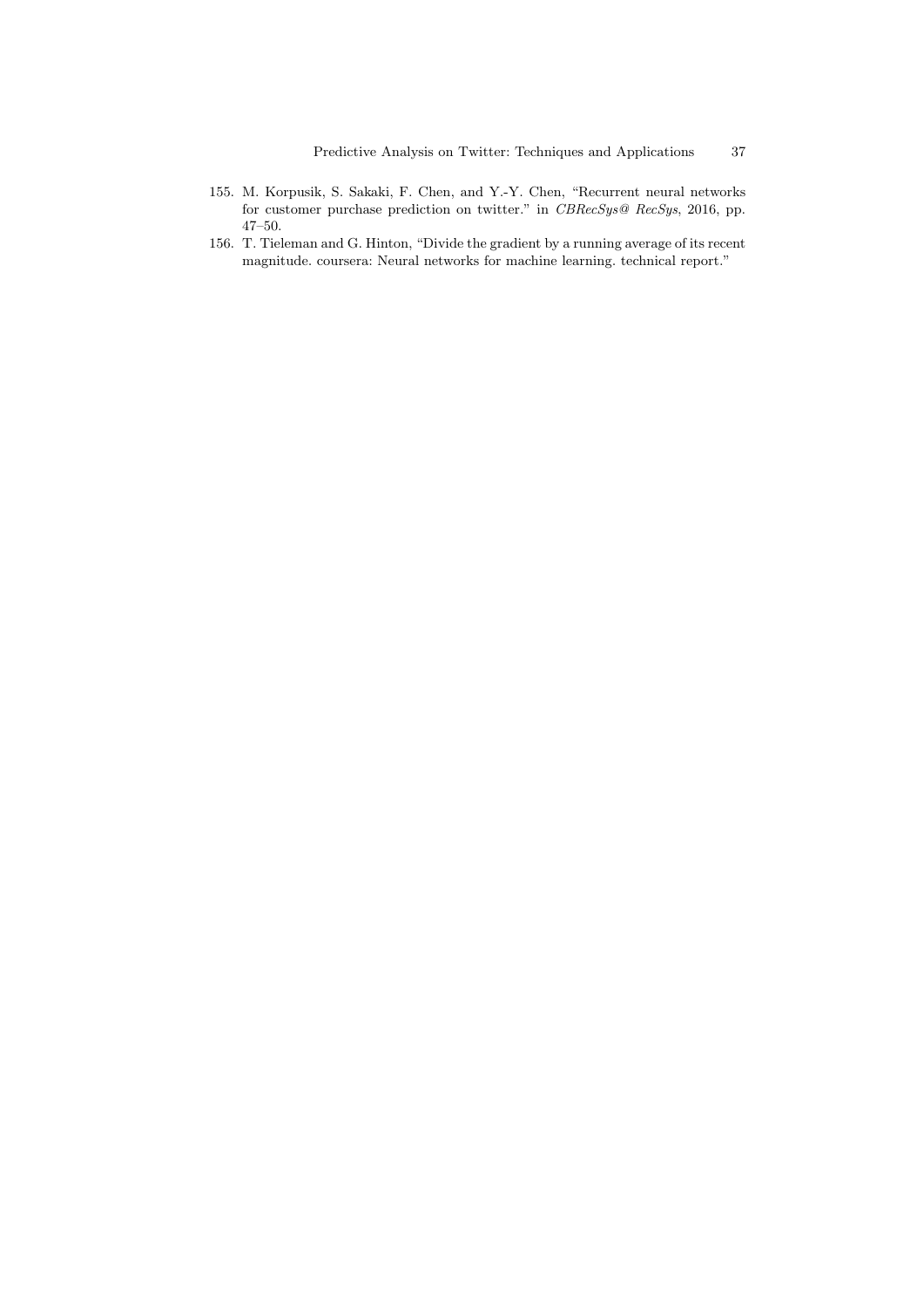155. M. Korpusik, S. Sakaki, F. Chen, and Y.-Y. Chen, "Recurrent neural networks for customer purchase prediction on twitter." in *CBRecSys@ RecSys*, 2016, pp. 47–50.
156. T. Tieleman and G. Hinton, "Divide the gradient by a running average of its recent magnitude. coursera: Neural networks for machine learning. technical report."